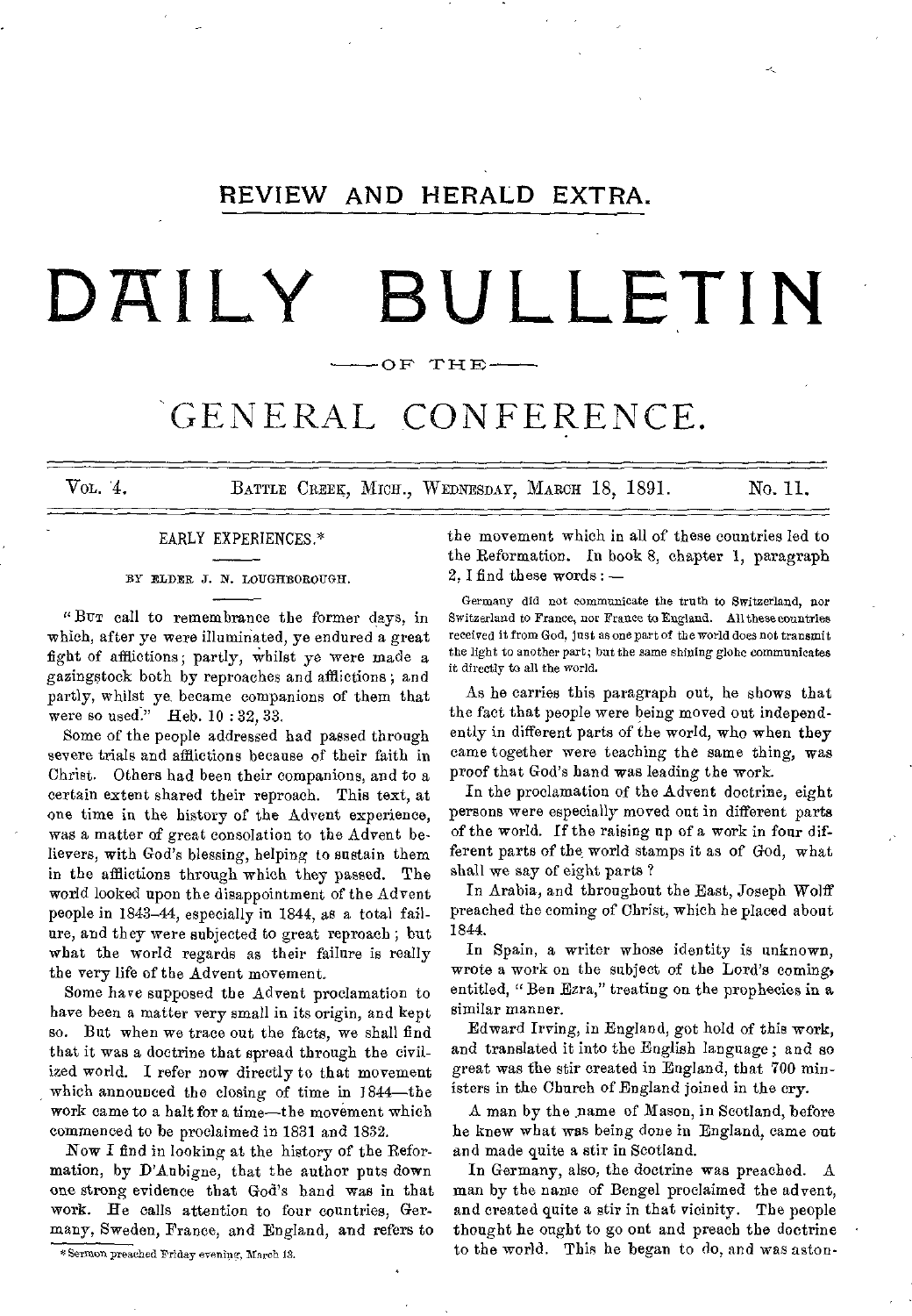## REVIEW AND HERALD EXTRA.

# DAILY BULLETIN

OF THE

# GENERAL CONFERENCE.

VOL. 4. BATTLE CREEK, MICH., WEDNESDAY, MARCH 18, 1891. No. 11.

### EARLY EXPERIENCES.*

BY ELDER J. N. LOUGHBOROUGH.

"BUT call to remembrance the former days, in which, after ye were illuminated, ye endured a great fight of afflictions; partly, whilst ye were made a gazingstock both by reproaches and afflictions; and partly, whilst ye became companions of them that were so used." Heb. 10 : 32, 33.

Some of the people addressed had passed through severe trials and afflictions because of their faith in Christ. Others had been their companions, and to a certain extent shared their reproach. This text, at one time in the history of the Advent experience, was a matter of great consolation to the Advent believers, with God's blessing, helping to sustain them in the afflictions through which they passed. The world looked upon the disappointment of the Advent people in 1843–44, especially in 1844, as a total failure, and they were subjected to great reproach; but what the world regards as their failure is really the very life of the Advent movement.

Some have supposed the Advent proclamation to have been a matter very small in its origin, and kept so. But when we trace out the facts, we shall find that it was a doctrine that spread through the civilized world. I refer now directly to that movement which announced the closing of time in 1844—the work came to a halt for a time—the movement which commenced to be proclaimed in 1831 and 1832.

Now I find in looking at the history of the Reformation, by D'Aubigne, that the author puts down one strong evidence that God's hand was in that work. He calls attention to four countries, Germany, Sweden, France, and England, and refers to the movement which in all of these countries led to the Reformation. In book 8, chapter 1, paragraph 2, I find these words:—

> Germany did not communicate the truth to Switzerland, nor Switzerland to France, nor France to England. All these countries received it from God, just as one part of the world does not transmit the light to another part; but the same shining globe communicates it directly to all the world.

As he carries this paragraph out, he shows that the fact that people were being moved out independently in different parts of the world, who when they came together were teaching the same thing, was proof that God's hand was leading the work.

In the proclamation of the Advent doctrine, eight persons were especially moved out in different parts of the world. If the raising up of a work in four different parts of the world stamps it as of God, what shall we say of eight parts?

In Arabia, and throughout the East, Joseph Wolff preached the coming of Christ, which he placed about 1844.

In Spain, a writer whose identity is unknown, wrote a work on the subject of the Lord's coming, entitled, "Ben Ezra," treating on the prophecies in a similar manner.

Edward Irving, in England, got hold of this work, and translated it into the English language; and so great was the stir created in England, that 700 ministers in the Church of England joined in the cry.

A man by the name of Mason, in Scotland, before he knew what was being done in England, came out and made quite a stir in Scotland.

In Germany, also, the doctrine was preached. A man by the name of Bengel proclaimed the advent, and created quite a stir in that vicinity. The people thought he ought to go out and preach the doctrine to the world. This he began to do, and was aston-

*Sermon preached Friday evening, March 13.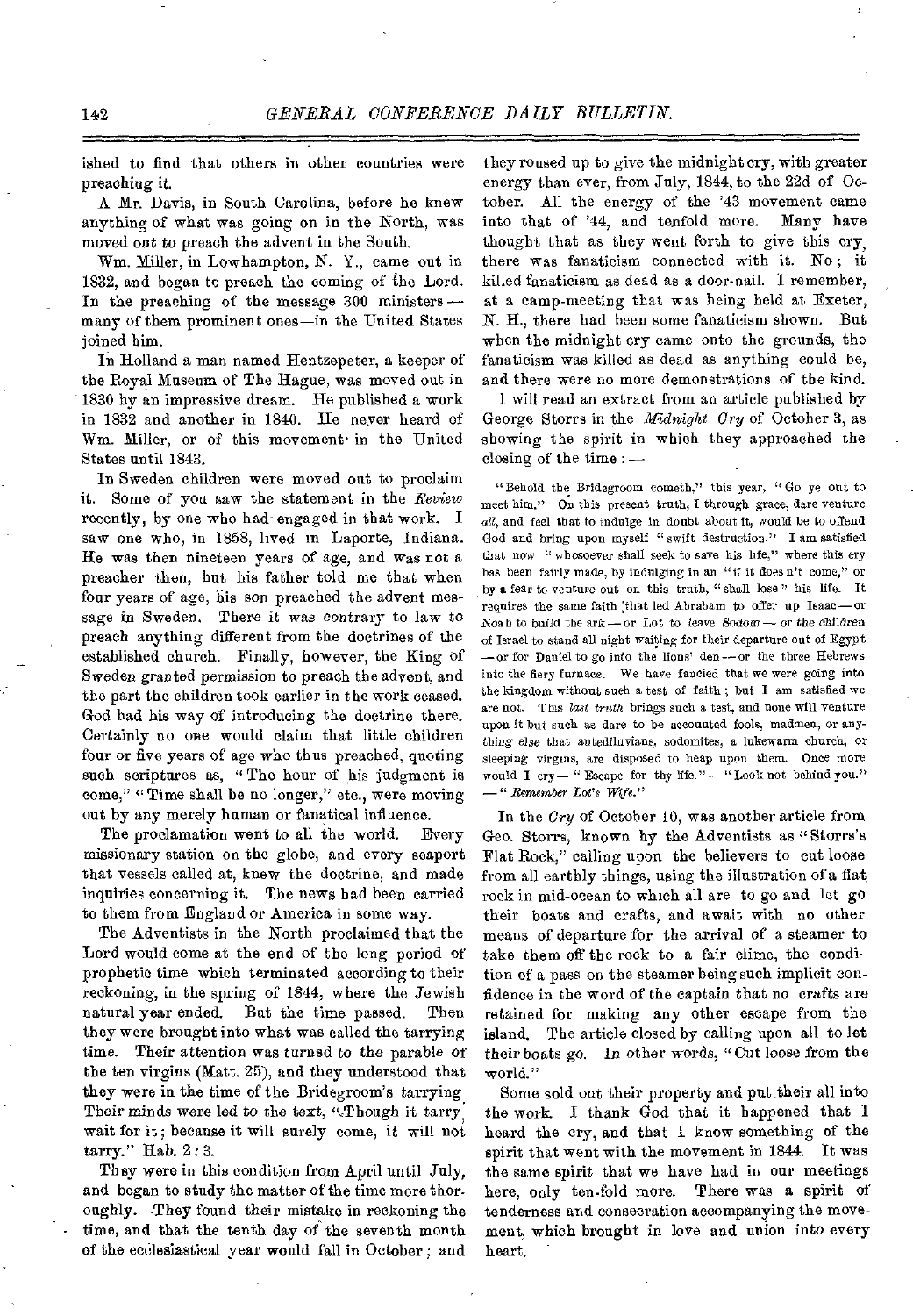ished to find that others in other countries were preaching it.

A Mr. Davis, in South Carolina, before he knew anything of what was going on in the North, was moved out to preach the advent in the South.

Wm. Miller, in Lowhampton, N. Y., came out in 1832, and began to preach the coming of the Lord. In the preaching of the message 300 ministers — many of them prominent ones—in the United States joined him.

In Holland a man named Hentzepeter, a keeper of the Royal Museum of The Hague, was moved out in 1830 by an impressive dream. He published a work in 1832 and another in 1840. He never heard of Wm. Miller, or of this movement in the United States until 1843.

In Sweden children were moved out to proclaim it. Some of you saw the statement in the *Review* recently, by one who had engaged in that work. I saw one who, in 1858, lived in Laporte, Indiana. He was then nineteen years of age, and was not a preacher then, but his father told me that when four years of age, his son preached the advent message in Sweden. There it was contrary to law to preach anything different from the doctrines of the established church. Finally, however, the King of Sweden granted permission to preach the advent, and the part the children took earlier in the work ceased. God had his way of introducing the doctrine there. Certainly no one would claim that little children four or five years of age who thus preached, quoting such scriptures as, "The hour of his judgment is come," "Time shall be no longer," etc., were moving out by any merely human or fanatical influence.

The proclamation went to all the world. Every missionary station on the globe, and every seaport that vessels called at, knew the doctrine, and made inquiries concerning it. The news had been carried to them from England or America in some way.

The Adventists in the North proclaimed that the Lord would come at the end of the long period of prophetic time which terminated according to their reckoning, in the spring of 1844, where the Jewish natural year ended. But the time passed. Then they were brought into what was called the tarrying time. Their attention was turned to the parable of the ten virgins (Matt. 25), and they understood that they were in the time of the Bridegroom's tarrying. Their minds were led to the text, "Though it tarry, wait for it; because it will surely come, it will not tarry." Hab. 2:3.

They were in this condition from April until July, and began to study the matter of the time more thoroughly. They found their mistake in reckoning the time, and that the tenth day of the seventh month of the ecclesiastical year would fall in October; and they roused up to give the midnight cry, with greater energy than ever, from July, 1844, to the 22d of October. All the energy of the '43 movement came into that of '44, and tenfold more. Many have thought that as they went forth to give this cry, there was fanaticism connected with it. No; it killed fanaticism as dead as a door-nail. I remember, at a camp-meeting that was being held at Exeter, N. H., there had been some fanaticism shown. But when the midnight cry came onto the grounds, the fanaticism was killed as dead as anything could be, and there were no more demonstrations of the kind.

I will read an extract from an article published by George Storrs in the *Midnight Cry* of October 3, as showing the spirit in which they approached the closing of the time: —

> "Behold the Bridegroom cometh," this year, "Go ye out to meet him." On this present truth, I through grace, dare venture *all*, and feel that to indulge in doubt about it, would be to offend God and bring upon myself "swift destruction." I am satisfied that now "whosoever shall seek to save his life," where this cry has been fairly made, by indulging in an "if it does n't come," or by a fear to venture out on this truth, "shall lose" his life. It requires the same faith that led Abraham to offer up Isaac — or Noah to build the ark — or Lot to leave Sodom — or the children of Israel to stand all night waiting for their departure out of Egypt — or for Daniel to go into the lions' den — or the three Hebrews into the fiery furnace. We have fancied that we were going into the kingdom without such a test of faith; but I am satisfied we are not. This *last truth* brings such a test, and none will venture upon it but such as dare to be accounted fools, madmen, or anything else that antediluvians, sodomites, a lukewarm church, or sleeping virgins, are disposed to heap upon them. Once more would I cry — "Escape for thy life." — "Look not behind you." — "*Remember Lot's Wife.*"

In the *Cry* of October 10, was another article from Geo. Storrs, known by the Adventists as "Storrs's Flat Rock," calling upon the believers to cut loose from all earthly things, using the illustration of a flat rock in mid-ocean to which all are to go and let go their boats and crafts, and await with no other means of departure for the arrival of a steamer to take them off the rock to a fair clime, the condition of a pass on the steamer being such implicit confidence in the word of the captain that no crafts are retained for making any other escape from the island. The article closed by calling upon all to let their boats go. In other words, "Cut loose from the world."

Some sold out their property and put their all into the work. I thank God that it happened that I heard the cry, and that I know something of the spirit that went with the movement in 1844. It was the same spirit that we have had in our meetings here, only ten-fold more. There was a spirit of tenderness and consecration accompanying the movement, which brought in love and union into every heart.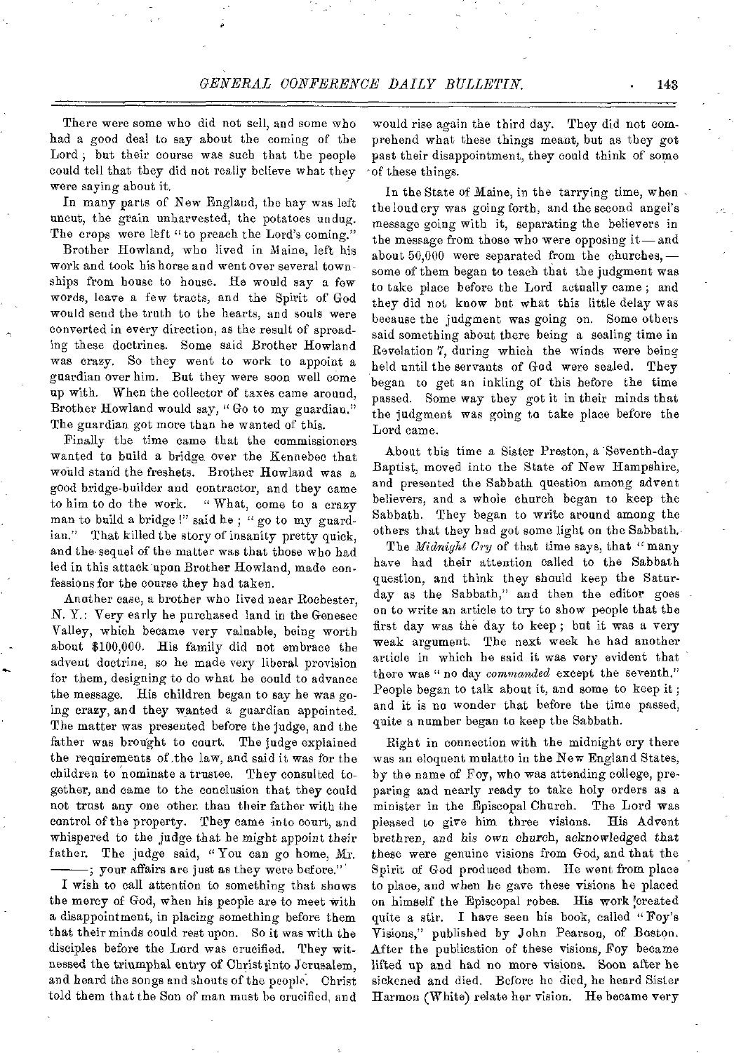There were some who did not sell, and some who had a good deal to say about the coming of the Lord; but their course was such that the people could tell that they did not really believe what they were saying about it.

In many parts of New England, the hay was left uncut, the grain unharvested, the potatoes undug. The crops were left "to preach the Lord's coming."

Brother Howland, who lived in Maine, left his work and took his horse and went over several townships from house to house. He would say a few words, leave a few tracts, and the Spirit of God would send the truth to the hearts, and souls were converted in every direction, as the result of spreading these doctrines. Some said Brother Howland was crazy. So they went to work to appoint a guardian over him. But they were soon well come up with. When the collector of taxes came around, Brother Howland would say, "Go to my guardian." The guardian got more than he wanted of this.

Finally the time came that the commissioners wanted to build a bridge over the Kennebec that would stand the freshets. Brother Howland was a good bridge-builder and contractor, and they came to him to do the work. "What, come to a crazy man to build a bridge!" said he; "go to my guardian." That killed the story of insanity pretty quick, and the sequel of the matter was that those who had led in this attack upon Brother Howland, made confessions for the course they had taken.

Another case, a brother who lived near Rochester, N. Y.: Very early he purchased land in the Genesee Valley, which became very valuable, being worth about $100,000. His family did not embrace the advent doctrine, so he made very liberal provision for them, designing to do what he could to advance the message. His children began to say he was going crazy, and they wanted a guardian appointed. The matter was presented before the judge, and the father was brought to court. The judge explained the requirements of the law, and said it was for the children to nominate a trustee. They consulted together, and came to the conclusion that they could not trust any one other than their father with the control of the property. They came into court, and whispered to the judge that he might appoint their father. The judge said, "You can go home, Mr. ———; your affairs are just as they were before."

I wish to call attention to something that shows the mercy of God, when his people are to meet with a disappointment, in placing something before them that their minds could rest upon. So it was with the disciples before the Lord was crucified. They witnessed the triumphal entry of Christ into Jerusalem, and heard the songs and shouts of the people. Christ told them that the Son of man must be crucified, and would rise again the third day. They did not comprehend what these things meant, but as they got past their disappointment, they could think of some of these things.

In the State of Maine, in the tarrying time, when the loud cry was going forth, and the second angel's message going with it, separating the believers in the message from those who were opposing it — and about 50,000 were separated from the churches, — some of them began to teach that the judgment was to take place before the Lord actually came; and they did not know but what this little delay was because the judgment was going on. Some others said something about there being a sealing time in Revelation 7, during which the winds were being held until the servants of God were sealed. They began to get an inkling of this before the time passed. Some way they got it in their minds that the judgment was going to take place before the Lord came.

About this time a Sister Preston, a Seventh-day Baptist, moved into the State of New Hampshire, and presented the Sabbath question among advent believers, and a whole church began to keep the Sabbath. They began to write around among the others that they had got some light on the Sabbath.

The *Midnight Cry* of that time says, that "many have had their attention called to the Sabbath question, and think they should keep the Saturday as the Sabbath," and then the editor goes on to write an article to try to show people that the first day was the day to keep; but it was a very weak argument. The next week he had another article in which he said it was very evident that there was "no day *commanded* except the seventh." People began to talk about it, and some to keep it; and it is no wonder that before the time passed, quite a number began to keep the Sabbath.

Right in connection with the midnight cry there was an eloquent mulatto in the New England States, by the name of Foy, who was attending college, preparing and nearly ready to take holy orders as a minister in the Episcopal Church. The Lord was pleased to give him three visions. His Advent brethren, and his own church, acknowledged that these were genuine visions from God, and that the Spirit of God produced them. He went from place to place, and when he gave these visions he placed on himself the Episcopal robes. His work created quite a stir. I have seen his book, called "Foy's Visions," published by John Pearson, of Boston. After the publication of these visions, Foy became lifted up and had no more visions. Soon after he sickened and died. Before he died, he heard Sister Harmon (White) relate her vision. He became very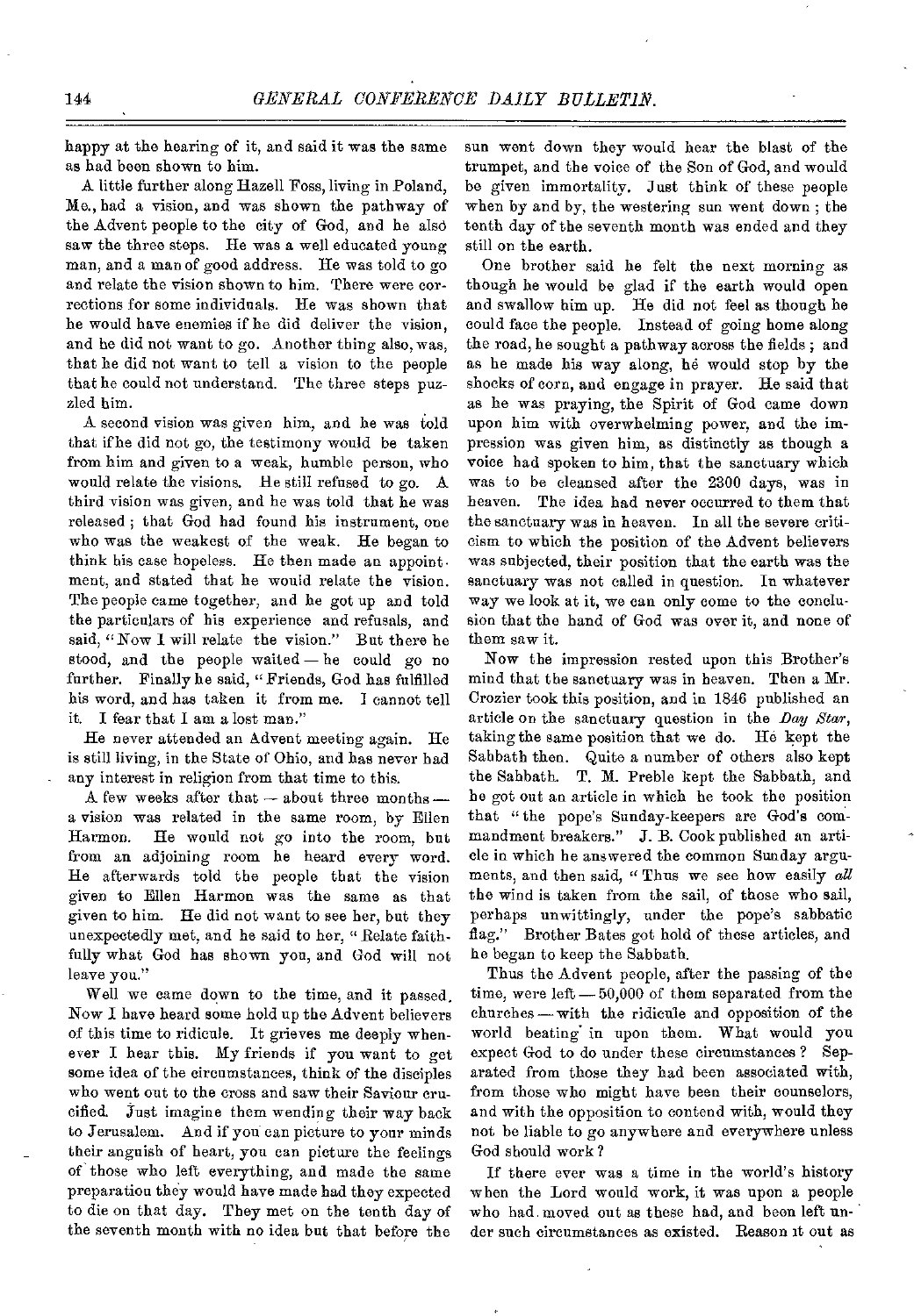happy at the hearing of it, and said it was the same as had been shown to him.

A little further along Hazell Foss, living in Poland, Me., had a vision, and was shown the pathway of the Advent people to the city of God, and he also saw the three steps. He was a well educated young man, and a man of good address. He was told to go and relate the vision shown to him. There were corrections for some individuals. He was shown that he would have enemies if he did deliver the vision, and he did not want to go. Another thing also, was, that he did not want to tell a vision to the people that he could not understand. The three steps puzzled him.

A second vision was given him, and he was told that if he did not go, the testimony would be taken from him and given to a weak, humble person, who would relate the visions. He still refused to go. A third vision was given, and he was told that he was released; that God had found his instrument, one who was the weakest of the weak. He began to think his case hopeless. He then made an appointment, and stated that he would relate the vision. The people came together, and he got up and told the particulars of his experience and refusals, and said, "Now I will relate the vision." But there he stood, and the people waited — he could go no further. Finally he said, "Friends, God has fulfilled his word, and has taken it from me. I cannot tell it. I fear that I am a lost man."

He never attended an Advent meeting again. He is still living, in the State of Ohio, and has never had any interest in religion from that time to this.

A few weeks after that — about three months — a vision was related in the same room, by Ellen Harmon. He would not go into the room, but from an adjoining room he heard every word. He afterwards told the people that the vision given to Ellen Harmon was the same as that given to him. He did not want to see her, but they unexpectedly met, and he said to her, "Relate faithfully what God has shown you, and God will not leave you."

Well we came down to the time, and it passed. Now I have heard some hold up the Advent believers of this time to ridicule. It grieves me deeply whenever I hear this. My friends if you want to get some idea of the circumstances, think of the disciples who went out to the cross and saw their Saviour crucified. Just imagine them wending their way back to Jerusalem. And if you can picture to your minds their anguish of heart, you can picture the feelings of those who left everything, and made the same preparation they would have made had they expected to die on that day. They met on the tenth day of the seventh month with no idea but that before the sun went down they would hear the blast of the trumpet, and the voice of the Son of God, and would be given immortality. Just think of these people when by and by, the westering sun went down; the tenth day of the seventh month was ended and they still on the earth.

One brother said he felt the next morning as though he would be glad if the earth would open and swallow him up. He did not feel as though he could face the people. Instead of going home along the road, he sought a pathway across the fields; and as he made his way along, he would stop by the shocks of corn, and engage in prayer. He said that as he was praying, the Spirit of God came down upon him with overwhelming power, and the impression was given him, as distinctly as though a voice had spoken to him, that the sanctuary which was to be cleansed after the 2300 days, was in heaven. The idea had never occurred to them that the sanctuary was in heaven. In all the severe criticism to which the position of the Advent believers was subjected, their position that the earth was the sanctuary was not called in question. In whatever way we look at it, we can only come to the conclusion that the hand of God was over it, and none of them saw it.

Now the impression rested upon this Brother's mind that the sanctuary was in heaven. Then a Mr. Crozier took this position, and in 1846 published an article on the sanctuary question in the *Day Star*, taking the same position that we do. He kept the Sabbath then. Quite a number of others also kept the Sabbath. T. M. Preble kept the Sabbath, and he got out an article in which he took the position that "the pope's Sunday-keepers are God's commandment breakers." J. B. Cook published an article in which he answered the common Sunday arguments, and then said, "Thus we see how easily *all* the wind is taken from the sail, of those who sail, perhaps unwittingly, under the pope's sabbatic flag." Brother Bates got hold of these articles, and he began to keep the Sabbath.

Thus the Advent people, after the passing of the time, were left — 50,000 of them separated from the churches — with the ridicule and opposition of the world beating in upon them. What would you expect God to do under these circumstances? Separated from those they had been associated with, from those who might have been their counselors, and with the opposition to contend with, would they not be liable to go anywhere and everywhere unless God should work?

If there ever was a time in the world's history when the Lord would work, it was upon a people who had moved out as these had, and been left under such circumstances as existed. Reason it out as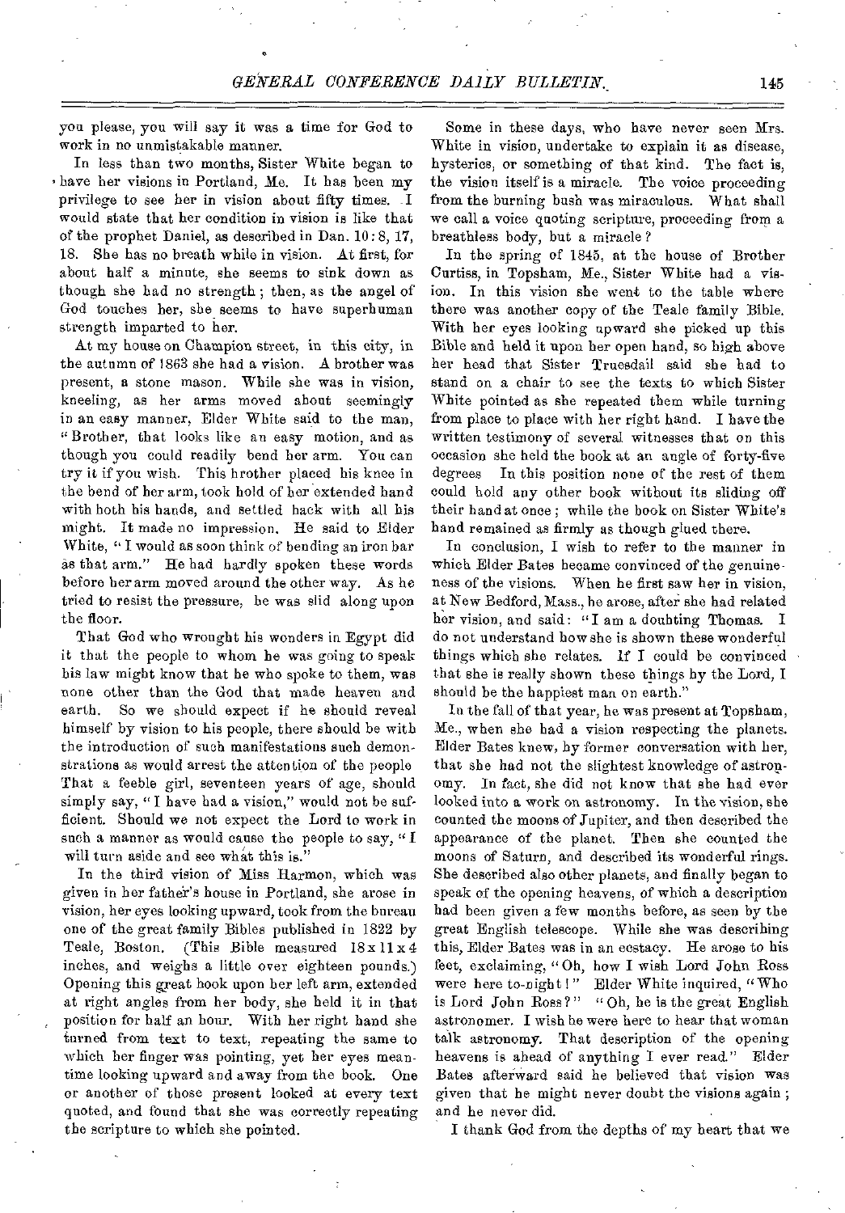you please, you will say it was a time for God to work in no unmistakable manner.

In less than two months, Sister White began to have her visions in Portland, Me. It has been my privilege to see her in vision about fifty times. I would state that her condition in vision is like that of the prophet Daniel, as described in Dan. 10:8, 17, 18. She has no breath while in vision. At first, for about half a minute, she seems to sink down as though she had no strength; then, as the angel of God touches her, she seems to have superhuman strength imparted to her.

At my house on Champion street, in this city, in the autumn of 1863 she had a vision. A brother was present, a stone mason. While she was in vision, kneeling, as her arms moved about seemingly in an easy manner, Elder White said to the man, "Brother, that looks like an easy motion, and as though you could readily bend her arm. You can try it if you wish. This brother placed his knee in the bend of her arm, took hold of her extended hand with both his hands, and settled back with all his might. It made no impression. He said to Elder White, "I would as soon think of bending an iron bar as that arm." He had hardly spoken these words before her arm moved around the other way. As he tried to resist the pressure, he was slid along upon the floor.

That God who wrought his wonders in Egypt did it that the people to whom he was going to speak his law might know that he who spoke to them, was none other than the God that made heaven and earth. So we should expect if he should reveal himself by vision to his people, there should be with the introduction of such manifestations such demonstrations as would arrest the attention of the people That a feeble girl, seventeen years of age, should simply say, "I have had a vision," would not be sufficient. Should we not expect the Lord to work in such a manner as would cause the people to say, "I will turn aside and see what this is."

In the third vision of Miss Harmon, which was given in her father's house in Portland, she arose in vision, her eyes looking upward, took from the bureau one of the great family Bibles published in 1822 by Teale, Boston. (This Bible measured 18 x 11 x 4 inches, and weighs a little over eighteen pounds.) Opening this great book upon her left arm, extended at right angles from her body, she held it in that position for half an hour. With her right hand she turned from text to text, repeating the same to which her finger was pointing, yet her eyes meantime looking upward and away from the book. One or another of those present looked at every text quoted, and found that she was correctly repeating the scripture to which she pointed.

Some in these days, who have never seen Mrs. White in vision, undertake to explain it as disease, hysterics, or something of that kind. The fact is, the vision itself is a miracle. The voice proceeding from the burning bush was miraculous. What shall we call a voice quoting scripture, proceeding from a breathless body, but a miracle?

In the spring of 1845, at the house of Brother Curtiss, in Topsham, Me., Sister White had a vision. In this vision she went to the table where there was another copy of the Teale family Bible. With her eyes looking upward she picked up this Bible and held it upon her open hand, so high above her head that Sister Truesdail said she had to stand on a chair to see the texts to which Sister White pointed as she repeated them while turning from place to place with her right hand. I have the written testimony of several witnesses that on this occasion she held the book at an angle of forty-five degrees In this position none of the rest of them could hold any other book without its sliding off their hand at once; while the book on Sister White's hand remained as firmly as though glued there.

In conclusion, I wish to refer to the manner in which Elder Bates became convinced of the genuineness of the visions. When he first saw her in vision, at New Bedford, Mass., he arose, after she had related her vision, and said: "I am a doubting Thomas. I do not understand how she is shown these wonderful things which she relates. If I could be convinced that she is really shown these things by the Lord, I should be the happiest man on earth."

In the fall of that year, he was present at Topsham, Me., when she had a vision respecting the planets. Elder Bates knew, by former conversation with her, that she had not the slightest knowledge of astronomy. In fact, she did not know that she had ever looked into a work on astronomy. In the vision, she counted the moons of Jupiter, and then described the appearance of the planet. Then she counted the moons of Saturn, and described its wonderful rings. She described also other planets, and finally began to speak of the opening heavens, of which a description had been given a few months before, as seen by the great English telescope. While she was describing this, Elder Bates was in an ecstacy. He arose to his feet, exclaiming, "Oh, how I wish Lord John Ross were here to-night!" Elder White inquired, "Who is Lord John Ross?" "Oh, he is the great English astronomer. I wish he were here to hear that woman talk astronomy. That description of the opening heavens is ahead of anything I ever read." Elder Bates afterward said he believed that vision was given that he might never doubt the visions again; and he never did.

I thank God from the depths of my heart that we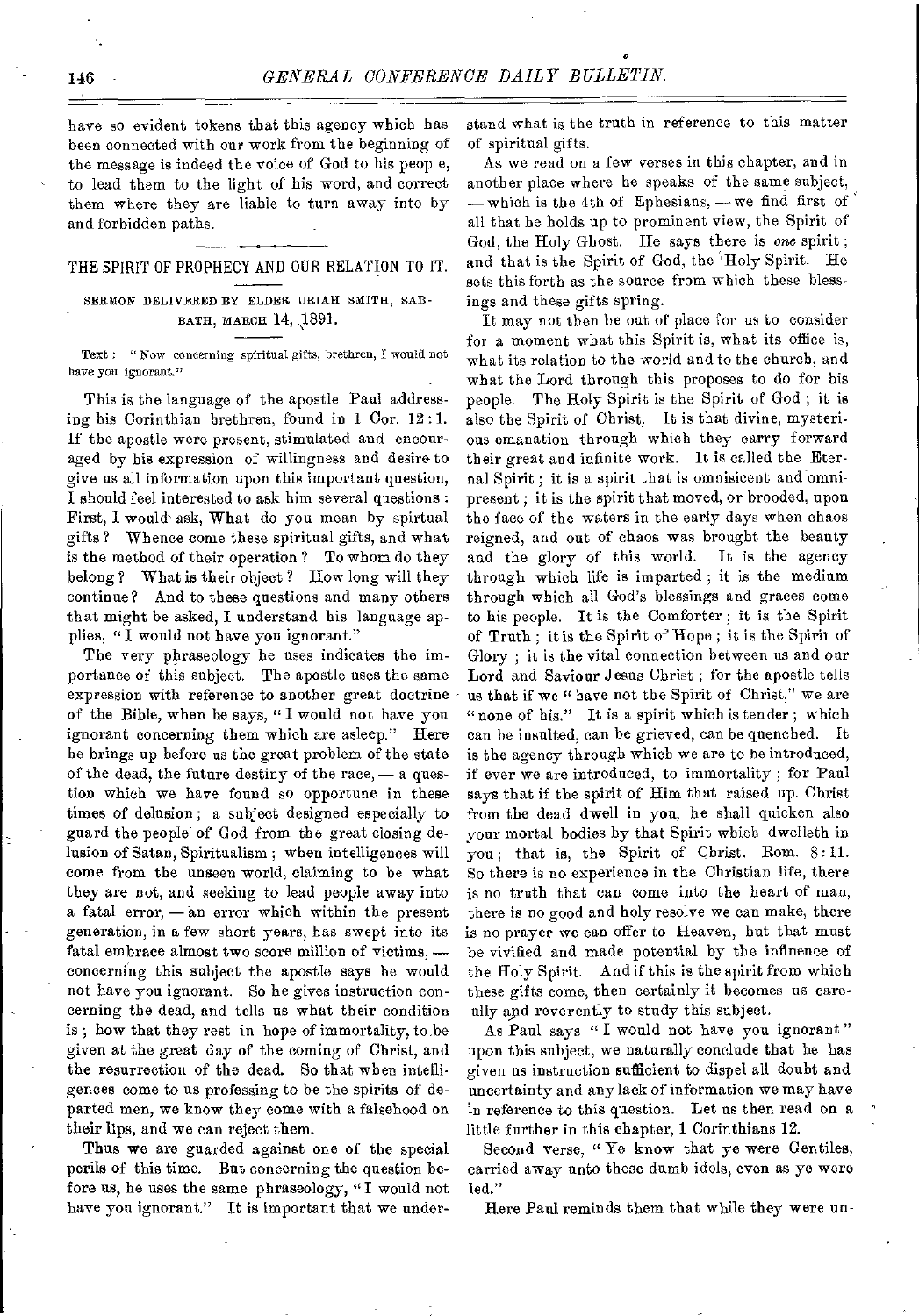have so evident tokens that this agency which has been connected with our work from the beginning of the message is indeed the voice of God to his peop e, to lead them to the light of his word, and correct them where they are liable to turn away into by and forbidden paths.

## THE SPIRIT OF PROPHECY AND OUR RELATION TO IT.

### SERMON DELIVERED BY ELDER URIAH SMITH, SABBATH, MARCH 14, 1891.

Text: "Now concerning spiritual gifts, brethren, I would not have you ignorant."

This is the language of the apostle Paul addressing his Corinthian brethren, found in 1 Cor. 12:1. If the apostle were present, stimulated and encouraged by his expression of willingness and desire to give us all information upon this important question, I should feel interested to ask him several questions: First, I would ask, What do you mean by spirtual gifts? Whence come these spiritual gifts, and what is the method of their operation? To whom do they belong? What is their object? How long will they continue? And to these questions and many others that might be asked, I understand his language applies, "I would not have you ignorant."

The very phraseology he uses indicates the importance of this subject. The apostle uses the same expression with reference to another great doctrine of the Bible, when he says, "I would not have you ignorant concerning them which are asleep." Here he brings up before us the great problem of the state of the dead, the future destiny of the race, — a question which we have found so opportune in these times of delusion; a subject designed especially to guard the people of God from the great closing delusion of Satan, Spiritualism; when intelligences will come from the unseen world, claiming to be what they are not, and seeking to lead people away into a fatal error, — an error which within the present generation, in a few short years, has swept into its fatal embrace almost two score million of victims, — concerning this subject the apostle says he would not have you ignorant. So he gives instruction concerning the dead, and tells us what their condition is; how that they rest in hope of immortality, to be given at the great day of the coming of Christ, and the resurrection of the dead. So that when intelligences come to us professing to be the spirits of departed men, we know they come with a falsehood on their lips, and we can reject them.

Thus we are guarded against one of the special perils of this time. But concerning the question before us, he uses the same phraseology, "I would not have you ignorant." It is important that we understand what is the truth in reference to this matter of spiritual gifts.

As we read on a few verses in this chapter, and in another place where he speaks of the same subject, — which is the 4th of Ephesians, — we find first of all that he holds up to prominent view, the Spirit of God, the Holy Ghost. He says there is *one* spirit; and that is the Spirit of God, the Holy Spirit. He sets this forth as the source from which these blessings and these gifts spring.

It may not then be out of place for us to consider for a moment what this Spirit is, what its office is, what its relation to the world and to the church, and what the Lord through this proposes to do for his people. The Holy Spirit is the Spirit of God; it is also the Spirit of Christ. It is that divine, mysterious emanation through which they carry forward their great and infinite work. It is called the Eternal Spirit; it is a spirit that is omnisicent and omnipresent; it is the spirit that moved, or brooded, upon the face of the waters in the early days when chaos reigned, and out of chaos was brought the beauty and the glory of this world. It is the agency through which life is imparted; it is the medium through which all God's blessings and graces come to his people. It is the Comforter; it is the Spirit of Truth; it is the Spirit of Hope; it is the Spirit of Glory; it is the vital connection between us and our Lord and Saviour Jesus Christ; for the apostle tells us that if we "have not the Spirit of Christ," we are "none of his." It is a spirit which is tender; which can be insulted, can be grieved, can be quenched. It is the agency through which we are to be introduced, if ever we are introduced, to immortality; for Paul says that if the spirit of Him that raised up Christ from the dead dwell in you, he shall quicken also your mortal bodies by that Spirit which dwelleth in you; that is, the Spirit of Christ. Rom. 8:11. So there is no experience in the Christian life, there is no truth that can come into the heart of man, there is no good and holy resolve we can make, there is no prayer we can offer to Heaven, but that must be vivified and made potential by the influence of the Holy Spirit. And if this is the spirit from which these gifts come, then certainly it becomes us carefully and reverently to study this subject.

As Paul says "I would not have you ignorant" upon this subject, we naturally conclude that he has given us instruction sufficient to dispel all doubt and uncertainty and any lack of information we may have in reference to this question. Let us then read on a little further in this chapter, 1 Corinthians 12.

Second verse, "Ye know that ye were Gentiles, carried away unto these dumb idols, even as ye were led."

Here Paul reminds them that while they were un-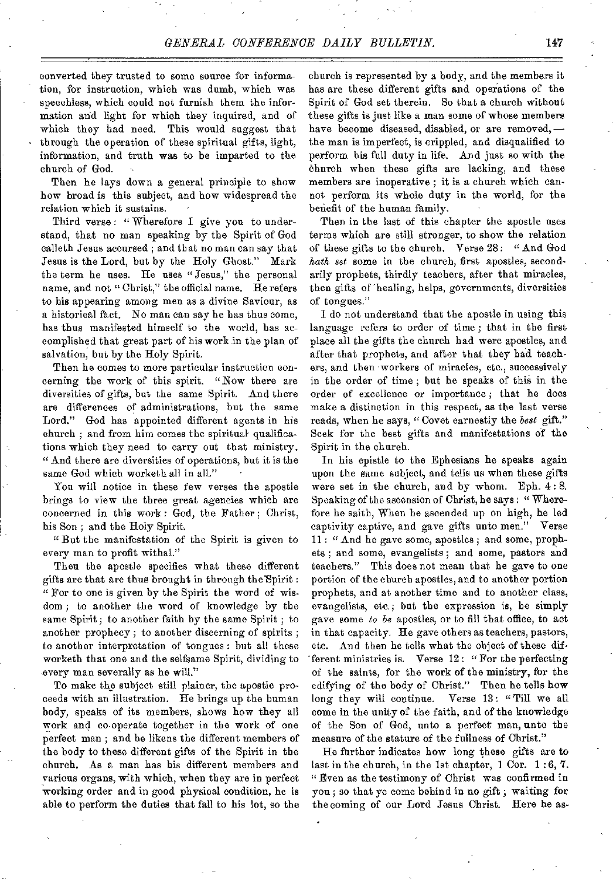converted they trusted to some source for information, for instruction, which was dumb, which was speechless, which could not furnish them the information and light for which they inquired, and of which they had need. This would suggest that through the operation of these spiritual gifts, light, information, and truth was to be imparted to the church of God.

Then he lays down a general principle to show how broad is this subject, and how widespread the relation which it sustains.

Third verse: "Wherefore I give you to understand, that no man speaking by the Spirit of God calleth Jesus accursed; and that no man can say that Jesus is the Lord, but by the Holy Ghost." Mark the term he uses. He uses "Jesus," the personal name, and not "Christ," the official name. He refers to his appearing among men as a divine Saviour, as a historical fact. No man can say he has thus come, has thus manifested himself to the world, has accomplished that great part of his work in the plan of salvation, but by the Holy Spirit.

Then he comes to more particular instruction concerning the work of this spirit. "Now there are diversities of gifts, but the same Spirit. And there are differences of administrations, but the same Lord." God has appointed different agents in his church; and from him comes the spiritual qualifications which they need to carry out that ministry. "And there are diversities of operations, but it is the same God which worketh all in all."

You will notice in these few verses the apostle brings to view the three great agencies which are concerned in this work: God, the Father; Christ, his Son; and the Holy Spirit.

"But the manifestation of the Spirit is given to every man to profit withal."

Then the apostle specifies what these different gifts are that are thus brought in through the Spirit: "For to one is given by the Spirit the word of wisdom; to another the word of knowledge by the same Spirit; to another faith by the same Spirit; to another prophecy; to another discerning of spirits; to another interpretation of tongues: but all these worketh that one and the selfsame Spirit, dividing to every man severally as he will."

To make the subject still plainer, the apostle proceeds with an illustration. He brings up the human body, speaks of its members, shows how they all work and co-operate together in the work of one perfect man; and he likens the different members of the body to these different gifts of the Spirit in the church. As a man has his different members and various organs, with which, when they are in perfect working order and in good physical condition, he is able to perform the duties that fall to his lot, so the church is represented by a body, and the members it has are these different gifts and operations of the Spirit of God set therein. So that a church without these gifts is just like a man some of whose members have become diseased, disabled, or are removed,— the man is imperfect, is crippled, and disqualified to perform his full duty in life. And just so with the church when these gifts are lacking, and these members are inoperative; it is a church which cannot perform its whole duty in the world, for the benefit of the human family.

Then in the last of this chapter the apostle uses terms which are still stronger, to show the relation of these gifts to the church. Verse 28: "And God *hath set* some in the church, first apostles, secondarily prophets, thirdly teachers, after that miracles, then gifts of healing, helps, governments, diversities of tongues."

I do not understand that the apostle in using this language refers to order of time; that in the first place all the gifts the church had were apostles, and after that prophets, and after that they had teachers, and then workers of miracles, etc., successively in the order of time; but he speaks of this in the order of excellence or importance; that he does make a distinction in this respect, as the last verse reads, when he says, "Covet earnestly the *best* gift." Seek for the best gifts and manifestations of the Spirit in the church.

In his epistle to the Ephesians he speaks again upon the same subject, and tells us when these gifts were set in the church, and by whom. Eph. 4:8. Speaking of the ascension of Christ, he says: "Wherefore he saith, When he ascended up on high, he led captivity captive, and gave gifts unto men." Verse 11: "And he gave some, apostles; and some, prophets; and some, evangelists; and some, pastors and teachers." This does not mean that he gave to one portion of the church apostles, and to another portion prophets, and at another time and to another class, evangelists, etc.; but the expression is, he simply gave some *to be* apostles, or to fill that office, to act in that capacity. He gave others as teachers, pastors, etc. And then he tells what the object of these different ministries is. Verse 12: "For the perfecting of the saints, for the work of the ministry, for the edifying of the body of Christ." Then he tells how long they will continue. Verse 13: "Till we all come in the unity of the faith, and of the knowledge of the Son of God, unto a perfect man, unto the measure of the stature of the fullness of Christ."

He further indicates how long these gifts are to last in the church, in the 1st chapter, 1 Cor. 1:6, 7. "Even as the testimony of Christ was confirmed in you; so that ye come behind in no gift; waiting for the coming of our Lord Jesus Christ. Here he as-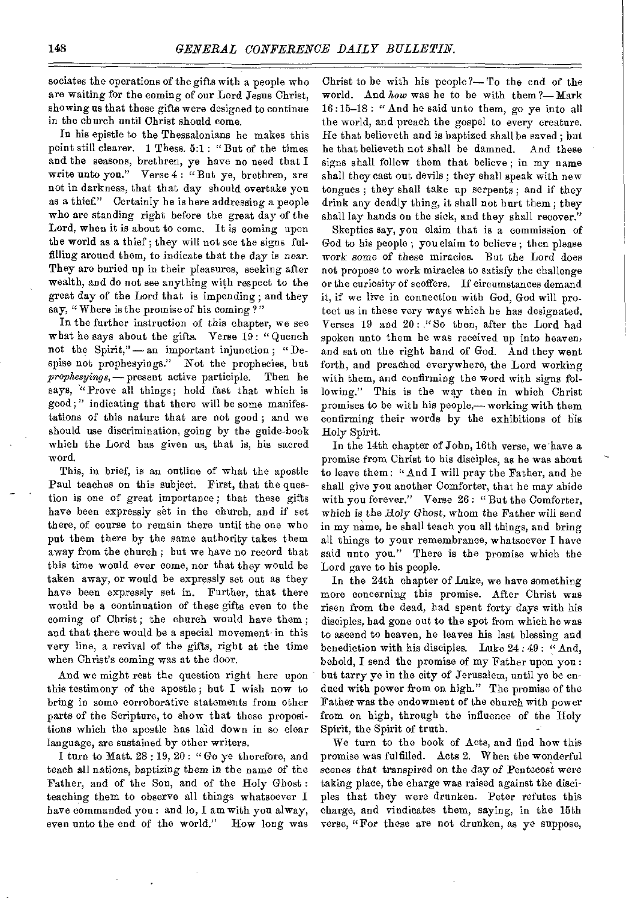sociates the operations of the gifts with a people who are waiting for the coming of our Lord Jesus Christ, showing us that these gifts were designed to continue in the church until Christ should come.

In his epistle to the Thessalonians he makes this point still clearer. 1 Thess. 5:1: "But of the times and the seasons, brethren, ye have no need that I write unto you." Verse 4: "But ye, brethren, are not in darkness, that that day should overtake you as a thief." Certainly he is here addressing a people who are standing right before the great day of the Lord, when it is about to come. It is coming upon the world as a thief; they will not see the signs fulfilling around them, to indicate that the day is *near*. They are buried up in their pleasures, seeking after wealth, and do not see anything with respect to the great day of the Lord that is impending; and they say, "Where is the promise of his coming?"

In the further instruction of this chapter, we see what he says about the gifts. Verse 19: "Quench not the Spirit,"—an important injunction; "Despise not prophesyings." Not the prophecies, but *prophesyings*,—present active participle. Then he says, "Prove all things; hold fast that which is good;" indicating that there will be some manifestations of this nature that are not good; and we should use discrimination, going by the guide-book which the Lord has given us, that is, his sacred word.

This, in brief, is an outline of what the apostle Paul teaches on this subject. First, that the question is one of great importance; that these gifts have been expressly set in the church, and if set there, of course to remain there until the one who put them there by the same authority takes them away from the church; but we have no record that this time would ever come, nor that they would be taken away, or would be expressly set out as they have been expressly set in. Further, that there would be a continuation of these gifts even to the coming of Christ; the church would have them; and that there would be a special movement in this very line, a revival of the gifts, right at the time when Christ's coming was at the door.

And we might rest the question right here upon this testimony of the apostle; but I wish now to bring in some corroborative statements from other parts of the Scripture, to show that these propositions which the apostle has laid down in so clear language, are sustained by other writers.

I turn to Matt. 28:19, 20: "Go ye therefore, and teach all nations, baptizing them in the name of the Father, and of the Son, and of the Holy Ghost: teaching them to observe all things whatsoever I have commanded you: and lo, I am with you alway, even unto the end of the world." How long was Christ to be with his people?—To the end of the world. And *how* was he to be with them?—Mark 16:15–18: "And he said unto them, go ye into all the world, and preach the gospel to every creature. He that believeth and is baptized shall be saved; but he that believeth not shall be damned. And these signs shall follow them that believe; in my name shall they cast out devils; they shall speak with new tongues; they shall take up serpents; and if they drink any deadly thing, it shall not hurt them; they shall lay hands on the sick, and they shall recover."

Skeptics say, you claim that is a commission of God to his people; you claim to believe; then please work some of these miracles. But the Lord does not propose to work miracles to satisfy the challenge or the curiosity of scoffers. If circumstances demand it, if we live in connection with God, God will protect us in these very ways which he has designated. Verses 19 and 20: "So then, after the Lord had spoken unto them he was received up into heaven, and sat on the right hand of God. And they went forth, and preached everywhere, the Lord working with them, and confirming the word with signs following." This is the way then in which Christ promises to be with his people,—working with them confirming their words by the exhibitions of his Holy Spirit.

In the 14th chapter of John, 16th verse, we have a promise from Christ to his disciples, as he was about to leave them: "And I will pray the Father, and he shall give you another Comforter, that he may abide with you forever." Verse 26: "But the Comforter, which is the Holy Ghost, whom the Father will send in my name, he shall teach you all things, and bring all things to your remembrance, whatsoever I have said unto you." There is the promise which the Lord gave to his people.

In the 24th chapter of Luke, we have something more concerning this promise. After Christ was risen from the dead, had spent forty days with his disciples, had gone out to the spot from which he was to ascend to heaven, he leaves his last blessing and benediction with his disciples. Luke 24:49: "And, behold, I send the promise of my Father upon you: but tarry ye in the city of Jerusalem, until ye be endued with power from on high." The promise of the Father was the endowment of the church with power from on high, through the influence of the Holy Spirit, the Spirit of truth.

We turn to the book of Acts, and find how this promise was fulfilled. Acts 2. When the wonderful scenes that transpired on the day of Pentecost were taking place, the charge was raised against the disciples that they were drunken. Peter refutes this charge, and vindicates them, saying, in the 15th verse, "For these are not drunken, as ye suppose,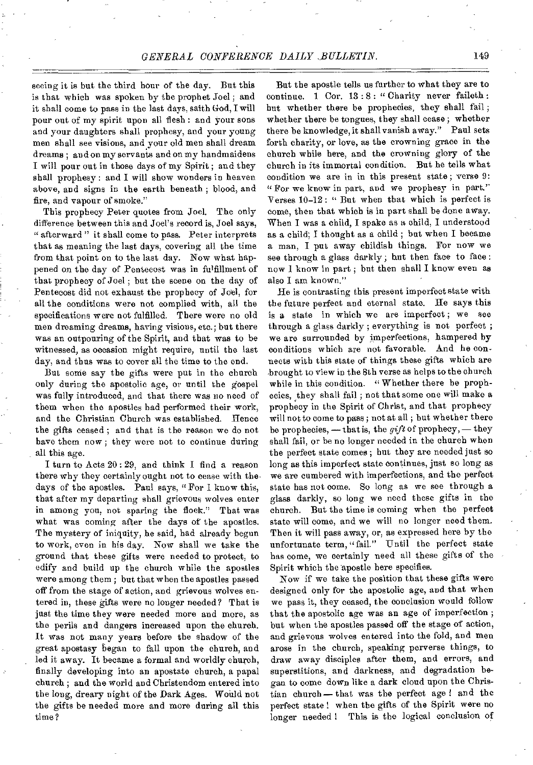seeing it is but the third hour of the day. But this is that which was spoken by the prophet Joel; and it shall come to pass in the last days, saith God, I will pour out of my spirit upon all flesh: and your sons and your daughters shall prophesy, and your young men shall see visions, and your old men shall dream dreams; and on my servants and on my handmaidens I will pour out in those days of my Spirit; and they shall prophesy: and I will show wonders in heaven above, and signs in the earth beneath; blood, and fire, and vapour of smoke."

This prophecy Peter quotes from Joel. The only difference between this and Joel's record is, Joel says, "afterward" it shall come to pass. Peter interprets that as meaning the last days, covering all the time from that point on to the last day. Now what happened on the day of Pentecost was in fulfillment of that prophecy of Joel; but the scene on the day of Pentecost did not exhaust the prophecy of Joel, for all the conditions were not complied with, all the specifications were not fulfilled. There were no old men dreaming dreams, having visions, etc.; but there was an outpouring of the Spirit, and that was to be witnessed, as occasion might require, until the last day, and thus was to cover all the time to the end.

But some say the gifts were put in the church only during the apostolic age, or until the gospel was fully introduced, and that there was no need of them when the apostles had performed their work, and the Christian Church was established. Hence the gifts ceased; and that is the reason we do not have them now; they were not to continue during all this age.

I turn to Acts 20:29, and think I find a reason there why they certainly ought not to cease with the days of the apostles. Paul says, "For I know this, that after my departing shall grievous wolves enter in among you, not sparing the flock." That was what was coming after the days of the apostles. The mystery of iniquity, he said, had already begun to work, even in his day. Now shall we take the ground that these gifts were needed to protect, to edify and build up the church while the apostles were among them; but that when the apostles passed off from the stage of action, and grievous wolves entered in, these gifts were no longer needed? That is just the time they were needed more and more, as the perils and dangers increased upon the church. It was not many years before the shadow of the great apostasy began to fall upon the church, and led it away. It became a formal and worldly church, finally developing into an apostate church, a papal church; and the world and Christendom entered into the long, dreary night of the Dark Ages. Would not the gifts be needed more and more during all this time?

But the apostle tells us further to what they are to continue. 1 Cor. 13:8: "Charity never faileth: but whether there be prophecies, they shall fail; whether there be tongues, they shall cease; whether there be knowledge, it shall vanish away." Paul sets forth charity, or love, as the crowning grace in the church while here, and the crowning glory of the church in its immortal condition. But he tells what condition we are in in this present state; verse 9: "For we know in part, and we prophesy in part." Verses 10–12: "But when that which is perfect is come, then that which is in part shall be done away. When I was a child, I spake as a child, I understood as a child; I thought as a child; but when I became a man, I put away childish things. For now we see through a glass darkly; but then face to face: now I know in part; but then shall I know even as also I am known."

He is contrasting this present imperfect state with the future perfect and eternal state. He says this is a state in which we are imperfect; we see through a glass darkly; everything is not perfect; we are surrounded by imperfections, hampered by conditions which are not favorable. And he connects with this state of things these gifts which are brought to view in the 8th verse as helps to the church while in this condition. "Whether there be prophecies, they shall fail; not that some one will make a prophecy in the Spirit of Christ, and that prophecy will not to come to pass; not at all; but whether there be prophecies, — that is, the *gift* of prophecy, — they shall fail, or be no longer needed in the church when the perfect state comes; but they are needed just so long as this imperfect state continues, just so long as we are cumbered with imperfections, and the perfect state has not come. So long as we see through a glass darkly, so long we need these gifts in the church. But the time is coming when the perfect state will come, and we will no longer need them. Then it will pass away, or, as expressed here by the unfortunate term, "fail." Until the perfect state has come, we certainly need all these gifts of the Spirit which the apostle here specifies.

Now if we take the position that these gifts were designed only for the apostolic age, and that when we pass it, they ceased, the conclusion would follow that the apostolic age was an age of imperfection; but when the apostles passed off the stage of action, and grievous wolves entered into the fold, and men arose in the church, speaking perverse things, to draw away disciples after them, and errors, and superstitions, and darkness, and degradation began to come down like a dark cloud upon the Christian church — that was the perfect age! and the perfect state! when the gifts of the Spirit were no longer needed! This is the logical conclusion of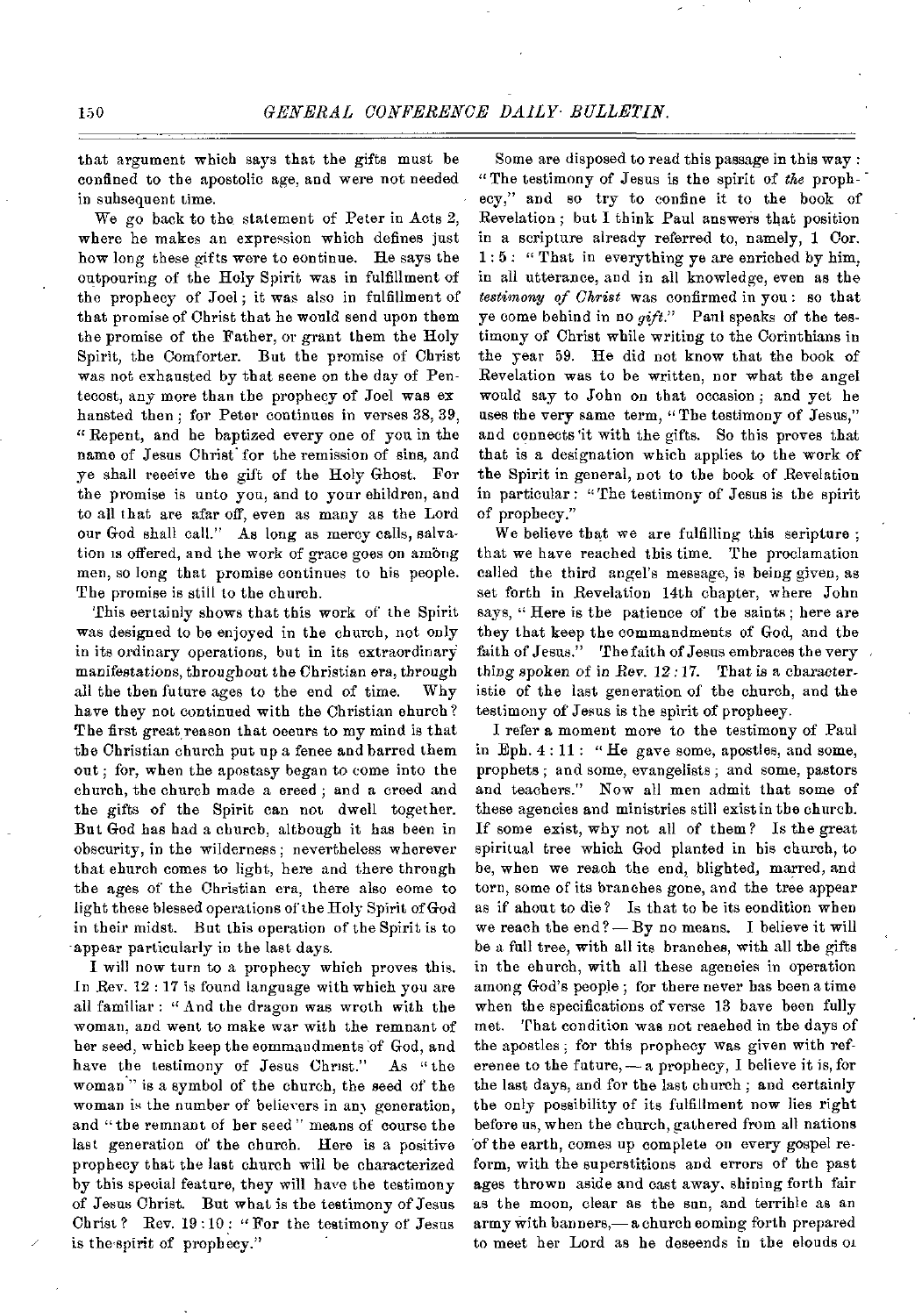that argument which says that the gifts must be confined to the apostolic age, and were not needed in subsequent time.

We go back to the statement of Peter in Acts 2, where he makes an expression which defines just how long these gifts were to continue. He says the outpouring of the Holy Spirit was in fulfillment of the prophecy of Joel; it was also in fulfillment of that promise of Christ that he would send upon them the promise of the Father, or grant them the Holy Spirit, the Comforter. But the promise of Christ was not exhausted by that scene on the day of Pentecost, any more than the prophecy of Joel was exhausted then; for Peter continues in verses 38, 39, "Repent, and be baptized every one of you in the name of Jesus Christ for the remission of sins, and ye shall receive the gift of the Holy Ghost. For the promise is unto you, and to your children, and to all that are afar off, even as many as the Lord our God shall call." As long as mercy calls, salvation is offered, and the work of grace goes on among men, so long that promise continues to his people. The promise is still to the church.

This certainly shows that this work of the Spirit was designed to be enjoyed in the church, not only in its ordinary operations, but in its extraordinary manifestations, throughout the Christian era, through all the then future ages to the end of time. Why have they not continued with the Christian church? The first great reason that occurs to my mind is that the Christian church put up a fence and barred them out; for, when the apostasy began to come into the church, the church made a creed; and a creed and the gifts of the Spirit can not dwell together. But God has had a church, although it has been in obscurity, in the wilderness; nevertheless wherever that church comes to light, here and there through the ages of the Christian era, there also come to light these blessed operations of the Holy Spirit of God in their midst. But this operation of the Spirit is to appear particularly in the last days.

I will now turn to a prophecy which proves this. In Rev. 12 : 17 is found language with which you are all familiar: "And the dragon was wroth with the woman, and went to make war with the remnant of her seed, which keep the commandments of God, and have the testimony of Jesus Christ." As "the woman" is a symbol of the church, the seed of the woman is the number of believers in any generation, and "the remnant of her seed" means of course the last generation of the church. Here is a positive prophecy that the last church will be characterized by this special feature, they will have the testimony of Jesus Christ. But what is the testimony of Jesus Christ? Rev. 19 : 10: "For the testimony of Jesus is the spirit of prophecy."

Some are disposed to read this passage in this way: "The testimony of Jesus is the spirit of *the* prophecy," and so try to confine it to the book of Revelation; but I think Paul answers that position in a scripture already referred to, namely, 1 Cor. 1 : 5: "That in everything ye are enriched by him, in all utterance, and in all knowledge, even as the *testimony of Christ* was confirmed in you: so that ye come behind in no *gift*." Paul speaks of the testimony of Christ while writing to the Corinthians in the year 59. He did not know that the book of Revelation was to be written, nor what the angel would say to John on that occasion; and yet he uses the very same term, "The testimony of Jesus," and connects it with the gifts. So this proves that that is a designation which applies to the work of the Spirit in general, not to the book of Revelation in particular: "The testimony of Jesus is the spirit of prophecy."

We believe that we are fulfilling this scripture; that we have reached this time. The proclamation called the third angel's message, is being given, as set forth in Revelation 14th chapter, where John says, "Here is the patience of the saints; here are they that keep the commandments of God, and the faith of Jesus." The faith of Jesus embraces the very thing spoken of in Rev. 12 : 17. That is a characteristic of the last generation of the church, and the testimony of Jesus is the spirit of prophecy.

I refer a moment more to the testimony of Paul in Eph. 4 : 11: "He gave some, apostles, and some, prophets; and some, evangelists; and some, pastors and teachers." Now all men admit that some of these agencies and ministries still exist in the church. If some exist, why not all of them? Is the great spiritual tree which God planted in his church, to be, when we reach the end, blighted, marred, and torn, some of its branches gone, and the tree appear as if about to die? Is that to be its condition when we reach the end? — By no means. I believe it will be a full tree, with all its branches, with all the gifts in the church, with all these agencies in operation among God's people; for there never has been a time when the specifications of verse 13 have been fully met. That condition was not reached in the days of the apostles; for this prophecy was given with reference to the future, — a prophecy, I believe it is, for the last days, and for the last church; and certainly the only possibility of its fulfillment now lies right before us, when the church, gathered from all nations of the earth, comes up complete on every gospel reform, with the superstitions and errors of the past ages thrown aside and cast away, shining forth fair as the moon, clear as the sun, and terrible as an army with banners,— a church coming forth prepared to meet her Lord as he descends in the clouds of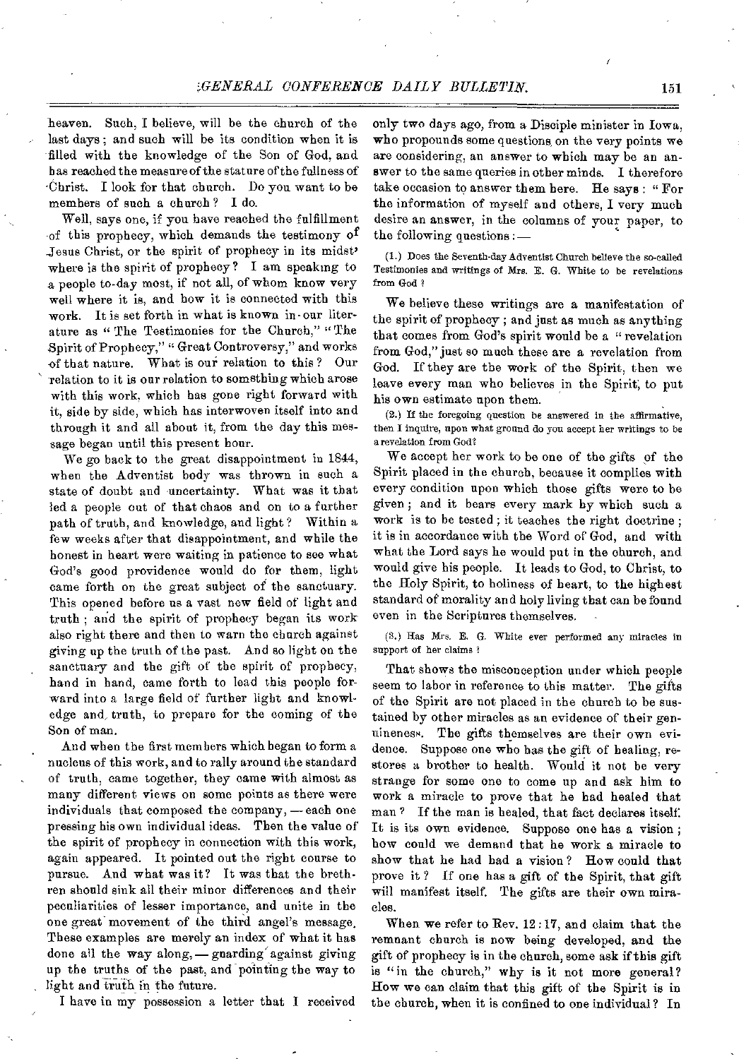heaven. Such, I believe, will be the church of the last days; and such will be its condition when it is filled with the knowledge of the Son of God, and has reached the measure of the stature of the fullness of Christ. I look for that church. Do you want to be members of such a church? I do.

Well, says one, if you have reached the fulfillment of this prophecy, which demands the testimony of Jesus Christ, or the spirit of prophecy in its midst, where is the spirit of prophecy? I am speaking to a people to-day most, if not all, of whom know very well where it is, and how it is connected with this work. It is set forth in what is known in our literature as "The Testimonies for the Church," "The Spirit of Prophecy," "Great Controversy," and works of that nature. What is our relation to this? Our relation to it is our relation to something which arose with this work, which has gone right forward with it, side by side, which has interwoven itself into and through it and all about it, from the day this message began until this present hour.

We go back to the great disappointment in 1844, when the Adventist body was thrown in such a state of doubt and uncertainty. What was it that led a people out of that chaos and on to a further path of truth, and knowledge, and light? Within a few weeks after that disappointment, and while the honest in heart were waiting in patience to see what God's good providence would do for them, light came forth on the great subject of the sanctuary. This opened before us a vast new field of light and truth; and the spirit of prophecy began its work also right there and then to warn the church against giving up the truth of the past. And so light on the sanctuary and the gift of the spirit of prophecy, hand in hand, came forth to lead this people forward into a large field of further light and knowledge and truth, to prepare for the coming of the Son of man.

And when the first members which began to form a nucleus of this work, and to rally around the standard of truth, came together, they came with almost as many different views on some points as there were individuals that composed the company, — each one pressing his own individual ideas. Then the value of the spirit of prophecy in connection with this work, again appeared. It pointed out the right course to pursue. And what was it? It was that the brethren should sink all their minor differences and their peculiarities of lesser importance, and unite in the one great movement of the third angel's message. These examples are merely an index of what it has done all the way along, — guarding against giving up the truths of the past, and pointing the way to light and truth in the future.

I have in my possession a letter that I received only two days ago, from a Disciple minister in Iowa, who propounds some questions on the very points we are considering, an answer to which may be an answer to the same queries in other minds. I therefore take occasion to answer them here. He says: "For the information of myself and others, I very much desire an answer, in the columns of your paper, to the following questions: —

(1.) Does the Seventh-day Adventist Church believe the so-called Testimonies and writings of Mrs. E. G. White to be revelations from God?

We believe these writings are a manifestation of the spirit of prophecy; and just as much as anything that comes from God's spirit would be a "revelation from God," just so much these are a revelation from God. If they are the work of the Spirit, then we leave every man who believes in the Spirit, to put his own estimate upon them.

(2.) If the foregoing question be answered in the affirmative, then I inquire, upon what ground do you accept her writings to be a revelation from God?

We accept her work to be one of the gifts of the Spirit placed in the church, because it complies with every condition upon which those gifts were to be given; and it bears every mark by which such a work is to be tested; it teaches the right doctrine; it is in accordance with the Word of God, and with what the Lord says he would put in the church, and would give his people. It leads to God, to Christ, to the Holy Spirit, to holiness of heart, to the highest standard of morality and holy living that can be found even in the Scriptures themselves.

(3.) Has Mrs. E. G. White ever performed any miracles in support of her claims?

That shows the misconception under which people seem to labor in reference to this matter. The gifts of the Spirit are not placed in the church to be sustained by other miracles as an evidence of their genuineness. The gifts themselves are their own evidence. Suppose one who has the gift of healing, restores a brother to health. Would it not be very strange for some one to come up and ask him to work a miracle to prove that he had healed that man? If the man is healed, that fact declares itself. It is its own evidence. Suppose one has a vision; how could we demand that he work a miracle to show that he had had a vision? How could that prove it? If one has a gift of the Spirit, that gift will manifest itself. The gifts are their own miracles.

When we refer to Rev. 12:17, and claim that the remnant church is now being developed, and the gift of prophecy is in the church, some ask if this gift is "in the church," why is it not more general? How we can claim that this gift of the Spirit is in the church, when it is confined to one individual? In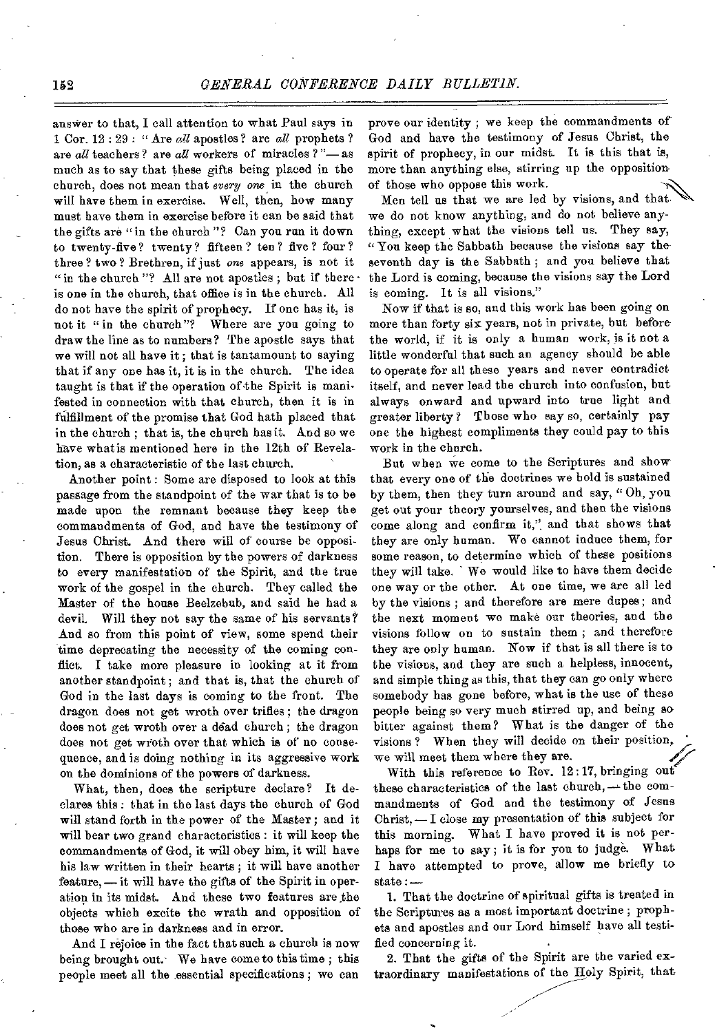answer to that, I call attention to what Paul says in 1 Cor. 12 : 29 : "Are *all* apostles? are *all* prophets? are *all* teachers? are *all* workers of miracles?"— as much as to say that these gifts being placed in the church, does not mean that *every one* in the church will have them in exercise. Well, then, how many must have them in exercise before it can be said that the gifts are "in the church"? Can you run it down to twenty-five? twenty? fifteen? ten? five? four? three? two? Brethren, if just *one* appears, is not it "in the church"? All are not apostles; but if there is one in the church, that office is in the church. All do not have the spirit of prophecy. If one has it, is not it "in the church"? Where are you going to draw the line as to numbers? The apostle says that we will not all have it; that is tantamount to saying that if any one has it, it is in the church. The idea taught is that if the operation of the Spirit is manifested in connection with that church, then it is in fulfillment of the promise that God hath placed that in the church; that is, the church has it. And so we have what is mentioned here in the 12th of Revelation, as a characteristic of the last church.

Another point: Some are disposed to look at this passage from the standpoint of the war that is to be made upon the remnant because they keep the commandments of God, and have the testimony of Jesus Christ. And there will of course be opposition. There is opposition by the powers of darkness to every manifestation of the Spirit, and the true work of the gospel in the church. They called the Master of the house Beelzebub, and said he had a devil. Will they not say the same of his servants? And so from this point of view, some spend their time deprecating the necessity of the coming conflict. I take more pleasure in looking at it from another standpoint; and that is, that the church of God in the last days is coming to the front. The dragon does not get wroth over trifles; the dragon does not get wroth over a dead church; the dragon does not get wroth over that which is of no consequence, and is doing nothing in its aggressive work on the dominions of the powers of darkness.

What, then, does the scripture declare? It declares this: that in the last days the church of God will stand forth in the power of the Master; and it will bear two grand characteristics: it will keep the commandments of God, it will obey him, it will have his law written in their hearts; it will have another feature, — it will have the gifts of the Spirit in operation in its midst. And these two features are the objects which excite the wrath and opposition of those who are in darkness and in error.

And I rejoice in the fact that such a church is now being brought out. We have come to this time; this people meet all the essential specifications; we can prove our identity; we keep the commandments of God and have the testimony of Jesus Christ, the spirit of prophecy, in our midst. It is this that is, more than anything else, stirring up the opposition of those who oppose this work.

Men tell us that we are led by visions, and that we do not know anything, and do not believe anything, except what the visions tell us. They say, "You keep the Sabbath because the visions say the seventh day is the Sabbath; and you believe that the Lord is coming, because the visions say the Lord is coming. It is all visions."

Now if that is so, and this work has been going on more than forty six years, not in private, but before the world, if it is only a human work, is it not a little wonderful that such an agency should be able to operate for all these years and never contradict itself, and never lead the church into confusion, but always onward and upward into true light and greater liberty? Those who say so, certainly pay one the highest compliments they could pay to this work in the church.

But when we come to the Scriptures and show that every one of the doctrines we hold is sustained by them, then they turn around and say, "Oh, you get out your theory yourselves, and then the visions come along and confirm it," and that shows that they are only human. We cannot induce them, for some reason, to determine which of these positions they will take. We would like to have them decide one way or the other. At one time, we are all led by the visions; and therefore are mere dupes; and the next moment we make our theories, and the visions follow on to sustain them; and therefore they are only human. Now if that is all there is to the visions, and they are such a helpless, innocent, and simple thing as this, that they can go only where somebody has gone before, what is the use of these people being so very much stirred up, and being so bitter against them? What is the danger of the visions? When they will decide on their position, we will meet them where they are.

With this reference to Rev. 12 : 17, bringing out these characteristics of the last church, — the commandments of God and the testimony of Jesus Christ, — I close my presentation of this subject for this morning. What I have proved it is not perhaps for me to say; it is for you to judge. What I have attempted to prove, allow me briefly to state: —

1. That the doctrine of spiritual gifts is treated in the Scriptures as a most important doctrine; prophets and apostles and our Lord himself have all testified concerning it.

2. That the gifts of the Spirit are the varied extraordinary manifestations of the Holy Spirit, that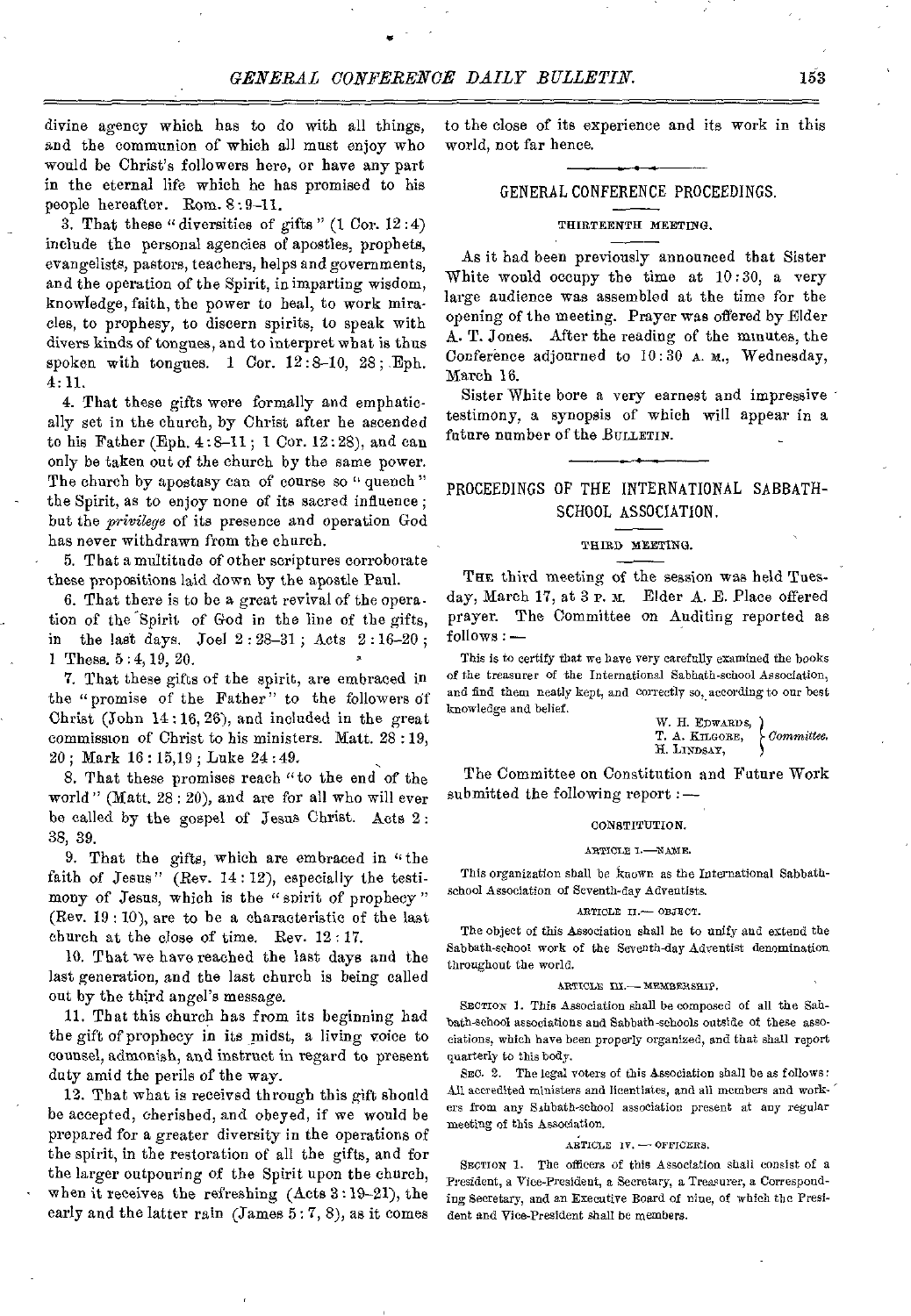divine agency which has to do with all things, and the communion of which all must enjoy who would be Christ's followers here, or have any part in the eternal life which he has promised to his people hereafter. Rom. 8:9-11.

3. That these "diversities of gifts" (1 Cor. 12:4) include the personal agencies of apostles, prophets, evangelists, pastors, teachers, helps and governments, and the operation of the Spirit, in imparting wisdom, knowledge, faith, the power to heal, to work miracles, to prophesy, to discern spirits, to speak with divers kinds of tongues, and to interpret what is thus spoken with tongues. 1 Cor. 12:8-10, 28; Eph. 4:11.

4. That these gifts were formally and emphatically set in the church, by Christ after he ascended to his Father (Eph. 4:8-11; 1 Cor. 12:28), and can only be taken out of the church by the same power. The church by apostasy can of course so "quench" the Spirit, as to enjoy none of its sacred influence; but the *privilege* of its presence and operation God has never withdrawn from the church.

5. That a multitude of other scriptures corroborate these propositions laid down by the apostle Paul.

6. That there is to be a great revival of the operation of the Spirit of God in the line of the gifts, in the last days. Joel 2:28-31; Acts 2:16-20; 1 Thess. 5:4, 19, 20.

7. That these gifts of the spirit, are embraced in the "promise of the Father" to the followers of Christ (John 14:16, 26), and included in the great commission of Christ to his ministers. Matt. 28:19, 20; Mark 16:15, 19; Luke 24:49.

8. That these promises reach "to the end of the world" (Matt. 28:20), and are for all who will ever be called by the gospel of Jesus Christ. Acts 2:38, 39.

9. That the gifts, which are embraced in "the faith of Jesus" (Rev. 14:12), especially the testimony of Jesus, which is the "spirit of prophecy" (Rev. 19:10), are to be a characteristic of the last church at the close of time. Rev. 12:17.

10. That we have reached the last days and the last generation, and the last church is being called out by the third angel's message.

11. That this church has from its beginning had the gift of prophecy in its midst, a living voice to counsel, admonish, and instruct in regard to present duty amid the perils of the way.

12. That what is received through this gift should be accepted, cherished, and obeyed, if we would be prepared for a greater diversity in the operations of the spirit, in the restoration of all the gifts, and for the larger outpouring of the Spirit upon the church, when it receives the refreshing (Acts 3:19-21), the early and the latter rain (James 5:7, 8), as it comes to the close of its experience and its work in this world, not far hence.

## GENERAL CONFERENCE PROCEEDINGS.

### THIRTEENTH MEETING.

As it had been previously announced that Sister White would occupy the time at 10:30, a very large audience was assembled at the time for the opening of the meeting. Prayer was offered by Elder A. T. Jones. After the reading of the minutes, the Conference adjourned to 10:30 A. M., Wednesday, March 16.

Sister White bore a very earnest and impressive testimony, a synopsis of which will appear in a future number of the BULLETIN.

## PROCEEDINGS OF THE INTERNATIONAL SABBATH-SCHOOL ASSOCIATION.

### THIRD MEETING.

THE third meeting of the session was held Tuesday, March 17, at 3 P. M. Elder A. E. Place offered prayer. The Committee on Auditing reported as follows:—

This is to certify that we have very carefully examined the books of the treasurer of the International Sabbath-school Association, and find them neatly kept, and correctly so, according to our best knowledge and belief.

W. H. EDWARDS,
T. A. KILGORE,
H. LINDSAY,
*Committee.*

The Committee on Constitution and Future Work submitted the following report:—

#### CONSTITUTION.

ARTICLE I.—NAME.

This organization shall be known as the International Sabbath-school Association of Seventh-day Adventists.

ARTICLE II.—OBJECT.

The object of this Association shall be to unify and extend the Sabbath-school work of the Seventh-day Adventist denomination throughout the world.

ARTICLE III.—MEMBERSHIP.

SECTION 1. This Association shall be composed of all the Sabbath-school associations and Sabbath-schools outside of these associations, which have been properly organized, and that shall report quarterly to this body.

SEC. 2. The legal voters of this Association shall be as follows: All accredited ministers and licentiates, and all members and workers from any Sabbath-school association present at any regular meeting of this Association.

ARTICLE IV.—OFFICERS.

SECTION 1. The officers of this Association shall consist of a President, a Vice-President, a Secretary, a Treasurer, a Corresponding Secretary, and an Executive Board of nine, of which the President and Vice-President shall be members.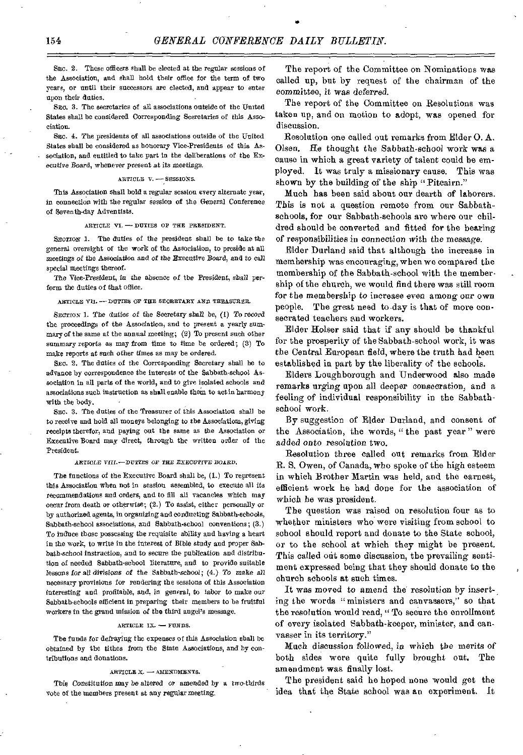SEC. 2. These officers shall be elected at the regular sessions of the Association, and shall hold their office for the term of two years, or until their successors are elected, and appear to enter upon their duties.

SEC. 3. The secretaries of all associations outside of the United States shall be considered Corresponding Secretaries of this Association.

SEC. 4. The presidents of all associations outside of the United States shall be considered as honorary Vice-Presidents of this Association, and entitled to take part in the deliberations of the Executive Board, whenever present at its meetings.

ARTICLE V. — SESSIONS.

This Association shall hold a regular session every alternate year, in connection with the regular session of the General Conference of Seventh-day Adventists.

ARTICLE VI. — DUTIES OF THE PRESIDENT.

SECTION 1. The duties of the president shall be to take the general oversight of the work of the Association, to preside at all meetings of the Association and of the Executive Board, and to call special meetings thereof.

The Vice-President, in the absence of the President, shall perform the duties of that office.

ARTICLE VII. — DUTIES OF THE SECRETARY AND TREASURER.

SECTION 1. The duties of the Secretary shall be, (1) To record the proceedings of the Association, and to present a yearly summary of the same at the annual meeting; (2) To present such other summary reports as may from time to time be ordered; (3) To make reports at such other times as may be ordered.

SEC. 2. The duties of the Corresponding Secretary shall be to advance by correspondence the interests of the Sabbath-school Association in all parts of the world, and to give isolated schools and associations such instruction as shall enable them to act in harmony with the body.

SEC. 3. The duties of the Treasurer of this Association shall be to receive and hold all moneys belonging to the Association, giving receipts therefor, and paying out the same as the Association or Executive Board may direct, through the written order of the President.

*ARTICLE VIII.—DUTIES OF THE EXECUTIVE BOARD.*

The functions of the Executive Board shall be, (1.) To represent this Association when not in session assembled, to execute all its recommendations and orders, and to fill all vacancies which may occur from death or otherwise; (2.) To assist, either personally or by authorized agents, in organizing and conducting Sabbath-schools, Sabbath-school associations, and Sabbath-school conventions; (3.) To induce those possessing the requisite ability and having a heart in the work, to write in the interest of Bible study and proper Sabbath-school instruction, and to secure the publication and distribution of needed Sabbath-school literature, and to provide suitable lessons for all divisions of the Sabbath-school; (4.) To make all necessary provisions for rendering the sessions of this Association interesting and profitable, and, in general, to labor to make our Sabbath-schools efficient in preparing their members to be fruitful workers in the grand mission of the third angel's message.

ARTICLE IX. — FUNDS.

The funds for defraying the expenses of this Association shall be obtained by the tithes from the State Associations, and by contributions and donations.

ARTICLE X. — AMENDMENTS.

This Constitution may be altered or amended by a two-thirds vote of the members present at any regular meeting.

The report of the Committee on Nominations was called up, but by request of the chairman of the committee, it was deferred.

The report of the Committee on Resolutions was taken up, and on motion to adopt, was opened for discussion.

Resolution one called out remarks from Elder O. A. Olsen. He thought the Sabbath-school work was a cause in which a great variety of talent could be employed. It was truly a missionary cause. This was shown by the building of the ship "Pitcairn."

Much has been said about our dearth of laborers. This is not a question remote from our Sabbath-schools, for our Sabbath-schools are where our children should be converted and fitted for the bearing of responsibilities in connection with the message.

Elder Durland said that although the increase in membership was encouraging, when we compared the membership of the Sabbath-school with the membership of the church, we would find there was still room for the membership to increase even among our own people. The great need to-day is that of more consecrated teachers and workers.

Elder Holser said that if any should be thankful for the prosperity of the Sabbath-school work, it was the Central European field, where the truth had been established in part by the liberality of the schools.

Elders Loughborough and Underwood also made remarks urging upon all deeper consecration, and a feeling of individual responsibility in the Sabbath-school work.

By suggestion of Elder Durland, and consent of the Association, the words, "the past year" were added onto resolution two.

Resolution three called out remarks from Elder R. S. Owen, of Canada, who spoke of the high esteem in which Brother Martin was held, and the earnest, efficient work he had done for the association of which he was president.

The question was raised on resolution four as to whether ministers who were visiting from school to school should report and donate to the State school, or to the school at which they might be present. This called out some discussion, the prevailing sentiment expressed being that they should donate to the church schools at such times.

It was moved to amend the resolution by inserting the words "ministers and canvassers," so that the resolution would read, "To secure the enrollment of every isolated Sabbath-keeper, minister, and canvasser in its territory."

Much discussion followed, in which the merits of both sides were quite fully brought out. The amendment was finally lost.

The president said he hoped none would get the idea that the State school was an experiment. It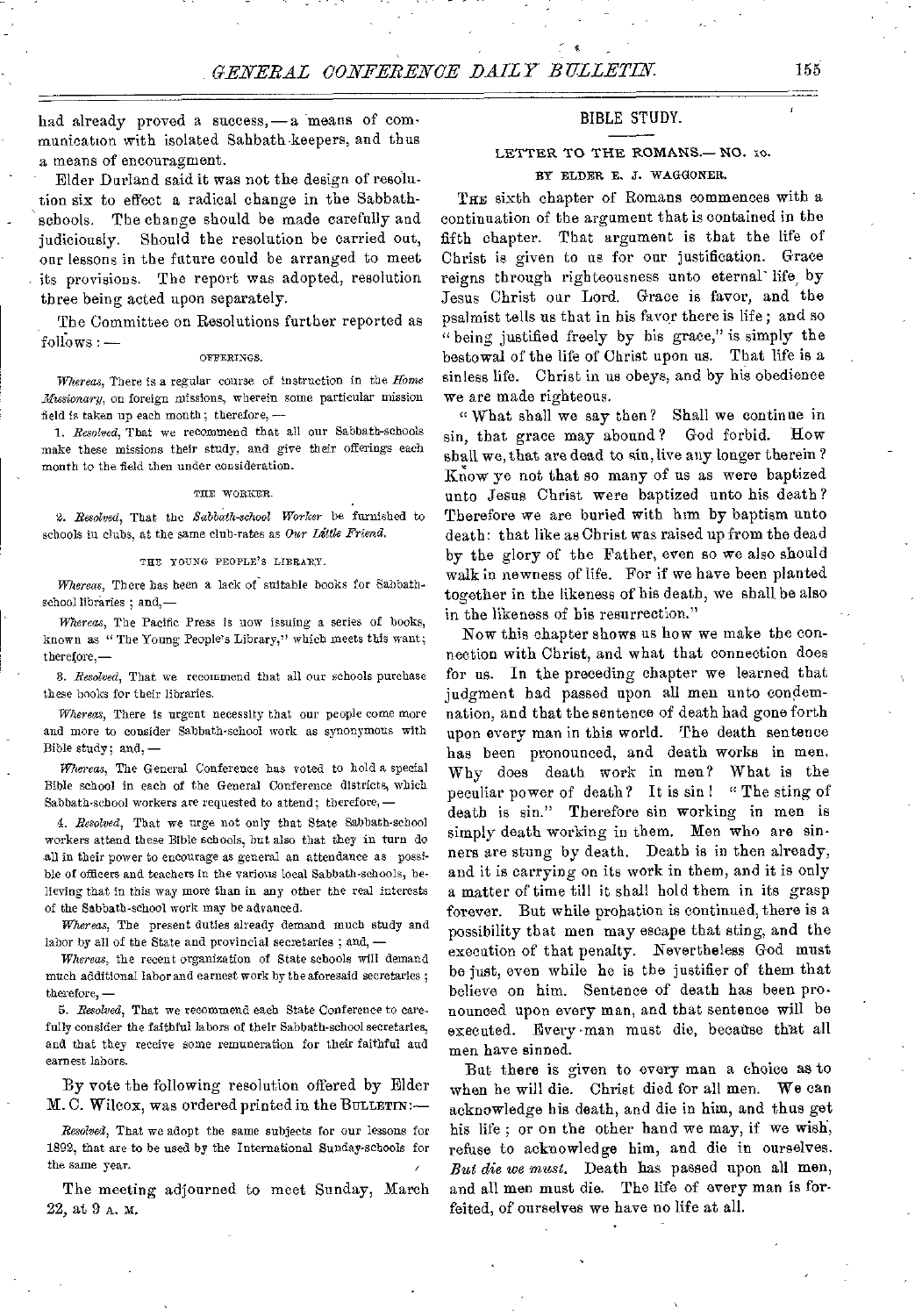had already proved a success,—a means of communication with isolated Sabbath-keepers, and thus a means of encouragment.

Elder Durland said it was not the design of resolution six to effect a radical change in the Sabbath-schools. The change should be made carefully and judiciously. Should the resolution be carried out, our lessons in the future could be arranged to meet its provisions. The report was adopted, resolution three being acted upon separately.

The Committee on Resolutions further reported as follows:—

OFFERINGS.

*Whereas*, There is a regular course of instruction in the *Home Missionary*, on foreign missions, wherein some particular mission field is taken up each month; therefore,—

1. *Resolved*, That we recommend that all our Sabbath-schools make these missions their study, and give their offerings each month to the field then under consideration.

THE WORKER.

2. *Resolved*, That the *Sabbath-school Worker* be furnished to schools in clubs, at the same club-rates as *Our Little Friend*.

THE YOUNG PEOPLE'S LIBRARY.

*Whereas*, There has been a lack of suitable books for Sabbath-school libraries; and,—

*Whereas*, The Pacific Press is now issuing a series of books, known as "The Young People's Library," which meets this want; therefore,—

3. *Resolved*, That we recommend that all our schools purchase these books for their libraries.

*Whereas*, There is urgent necessity that our people come more and more to consider Sabbath-school work as synonymous with Bible study; and,—

*Whereas*, The General Conference has voted to hold a special Bible school in each of the General Conference districts, which Sabbath-school workers are requested to attend; therefore,—

4. *Resolved*, That we urge not only that State Sabbath-school workers attend these Bible schools, but also that they in turn do all in their power to encourage as general an attendance as possible of officers and teachers in the various local Sabbath-schools, believing that in this way more than in any other the real interests of the Sabbath-school work may be advanced.

*Whereas*, The present duties already demand much study and labor by all of the State and provincial secretaries; and,—

*Whereas*, the recent organization of State schools will demand much additional labor and earnest work by the aforesaid secretaries; therefore,—

5. *Resolved*, That we recommend each State Conference to carefully consider the faithful labors of their Sabbath-school secretaries, and that they receive some remuneration for their faithful and earnest labors.

By vote the following resolution offered by Elder M. C. Wilcox, was ordered printed in the BULLETIN:—

*Resolved*, That we adopt the same subjects for our lessons for 1892, that are to be used by the International Sunday-schools for the same year.

The meeting adjourned to meet Sunday, March 22, at 9 A. M.

## BIBLE STUDY.

### LETTER TO THE ROMANS.—NO. 10.

BY ELDER E. J. WAGGONER.

THE sixth chapter of Romans commences with a continuation of the argument that is contained in the fifth chapter. That argument is that the life of Christ is given to us for our justification. Grace reigns through righteousness unto eternal life, by Jesus Christ our Lord. Grace is favor, and the psalmist tells us that in his favor there is life; and so "being justified freely by his grace," is simply the bestowal of the life of Christ upon us. That life is a sinless life. Christ in us obeys, and by his obedience we are made righteous.

"What shall we say then? Shall we continue in sin, that grace may abound? God forbid. How shall we, that are dead to sin, live any longer therein? Know ye not that so many of us as were baptized unto Jesus Christ were baptized unto his death? Therefore we are buried with him by baptism unto death: that like as Christ was raised up from the dead by the glory of the Father, even so we also should walk in newness of life. For if we have been planted together in the likeness of his death, we shall be also in the likeness of his resurrection."

Now this chapter shows us how we make the connection with Christ, and what that connection does for us. In the preceding chapter we learned that judgment had passed upon all men unto condemnation, and that the sentence of death had gone forth upon every man in this world. The death sentence has been pronounced, and death works in men. Why does death work in men? What is the peculiar power of death? It is sin! "The sting of death is sin." Therefore sin working in men is simply death working in them. Men who are sinners are stung by death. Death is in then already, and it is carrying on its work in them, and it is only a matter of time till it shall hold them in its grasp forever. But while probation is continued, there is a possibility that men may escape that sting, and the execution of that penalty. Nevertheless God must be just, even while he is the justifier of them that believe on him. Sentence of death has been pronounced upon every man, and that sentence will be executed. Every man must die, because that all men have sinned.

But there is given to every man a choice as to when he will die. Christ died for all men. We can acknowledge his death, and die in him, and thus get his life; or on the other hand we may, if we wish, refuse to acknowledge him, and die in ourselves. *But die we must.* Death has passed upon all men, and all men must die. The life of every man is forfeited, of ourselves we have no life at all.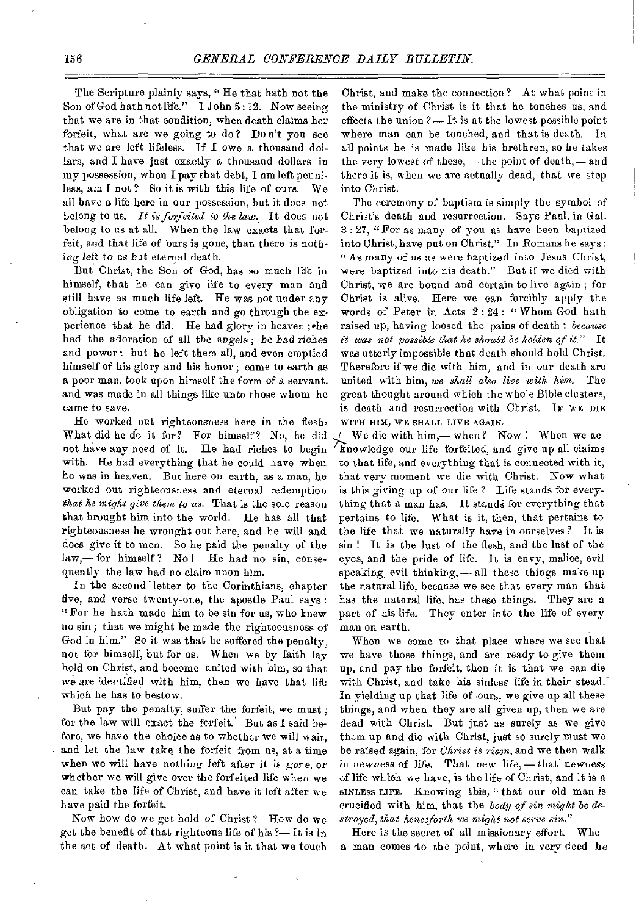The Scripture plainly says, "He that hath not the Son of God hath not life." 1 John 5:12. Now seeing that we are in that condition, when death claims her forfeit, what are we going to do? Don't you see that we are left lifeless. If I owe a thousand dollars, and I have just exactly a thousand dollars in my possession, when I pay that debt, I am left penniless, am I not? So it is with this life of ours. We all have a life here in our possession, but it does not belong to us. *It is forfeited to the law.* It does not belong to us at all. When the law exacts that forfeit, and that life of ours is gone, than there is nothing left to us but eternal death.

But Christ, the Son of God, has so much life in himself, that he can give life to every man and still have as much life left. He was not under any obligation to come to earth and go through the experience that he did. He had glory in heaven; he had the adoration of all the angels; he had riches and power: but he left them all, and even emptied himself of his glory and his honor; came to earth as a poor man, took upon himself the form of a servant, and was made in all things like unto those whom he came to save.

He worked out righteousness here in the flesh. What did he do it for? For himself? No, he did not have any need of it. He had riches to begin with. He had everything that he could have when he was in heaven. But here on earth, as a man, he worked out righteousness and eternal redemption *that he might give them to us.* That is the sole reason that brought him into the world. He has all that righteousness he wrought out here, and he will and does give it to men. So he paid the penalty of the law,—for himself? No! He had no sin, consequently the law had no claim upon him.

In the second letter to the Corinthians, chapter five, and verse twenty-one, the apostle Paul says: "For he hath made him to be sin for us, who knew no sin; that we might be made the righteousness of God in him." So it was that he suffered the penalty, not for himself, but for us. When we by faith lay hold on Christ, and become united with him, so that we are identified with him, then we have that life which he has to bestow.

But pay the penalty, suffer the forfeit, we must; for the law will exact the forfeit. But as I said before, we have the choice as to whether we will wait, and let the law take the forfeit from us, at a time when we will have nothing left after it is gone, or whether we will give over the forfeited life when we can take the life of Christ, and have it left after we have paid the forfeit.

Now how do we get hold of Christ? How do we get the benefit of that righteous life of his?—It is in the act of death. At what point is it that we touch Christ, and make the connection? At what point in the ministry of Christ is it that he touches us, and effects the union?—It is at the lowest possible point where man can be touched, and that is death. In all points he is made like his brethren, so he takes the very lowest of these,—the point of death,—and there it is, when we are actually dead, that we step into Christ.

The ceremony of baptism is simply the symbol of Christ's death and resurrection. Says Paul, in Gal. 3:27, "For as many of you as have been baptized into Christ, have put on Christ." In Romans he says: "As many of us as were baptized into Jesus Christ, were baptized into his death." But if we died with Christ, we are bound and certain to live again; for Christ is alive. Here we can forcibly apply the words of Peter in Acts 2:24: "Whom God hath raised up, having loosed the pains of death: *because it was not possible that he should be holden of it.*" It was utterly impossible that death should hold Christ. Therefore if we die with him, and in our death are united with him, *we shall also live with him.* The great thought around which the whole Bible clusters, is death and resurrection with Christ. IF WE DIE WITH HIM, WE SHALL LIVE AGAIN.

We die with him,—when? Now! When we acknowledge our life forfeited, and give up all claims to that life, and everything that is connected with it, that very moment we die with Christ. Now what is this giving up of our life? Life stands for everything that a man has. It stands for everything that pertains to life. What is it, then, that pertains to the life that we naturally have in ourselves? It is sin! It is the lust of the flesh, and the lust of the eyes, and the pride of life. It is envy, malice, evil speaking, evil thinking,—all these things make up the natural life, because we see that every man that has the natural life, has these things. They are a part of his life. They enter into the life of every man on earth.

When we come to that place where we see that we have those things, and are ready to give them up, and pay the forfeit, then it is that we can die with Christ, and take his sinless life in their stead. In yielding up that life of ours, we give up all these things, and when they are all given up, then we are dead with Christ. But just as surely as we give them up and die with Christ, just so surely must we be raised again, for *Christ is risen*, and we then walk in newness of life. That new life,—that newness of life which we have, is the life of Christ, and it is a SINLESS LIFE. Knowing this, "that our old man is crucified with him, that the *body of sin might be destroyed, that henceforth we might not serve sin.*"

Here is the secret of all missionary effort. When a man comes to the point, where in very deed he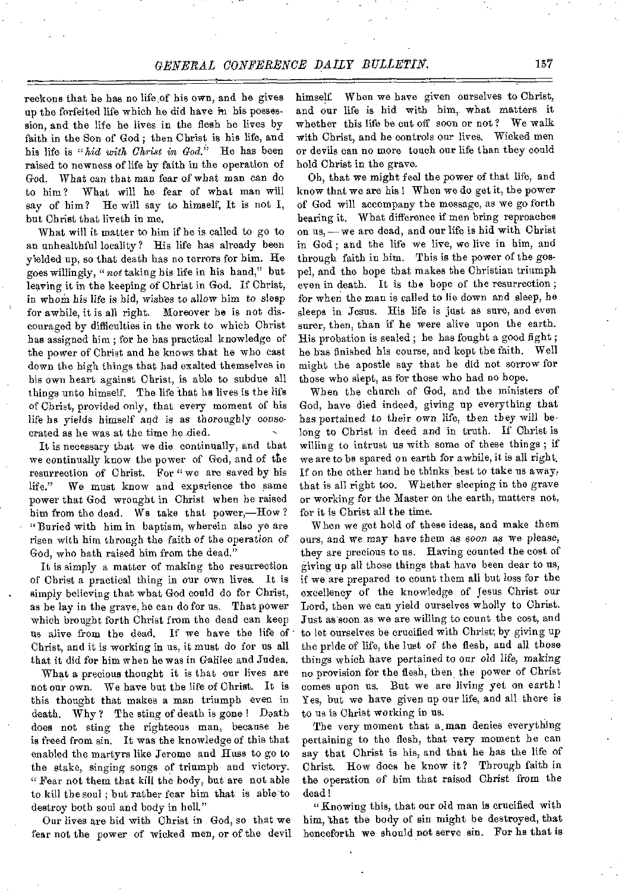reckons that he has no life of his own, and he gives up the forfeited life which he did have in his possession, and the life he lives in the flesh he lives by faith in the Son of God; then Christ is his life, and his life is "*hid with Christ in God.*" He has been raised to newness of life by faith in the operation of God. What can that man fear of what man can do to him? What will he fear of what man will say of him? He will say to himself, It is not I, but Christ that liveth in me.

What will it matter to him if he is called to go to an unhealthful locality? His life has already been yielded up, so that death has no terrors for him. He goes willingly, "*not* taking his life in his hand," but leaving it in the keeping of Christ in God. If Christ, in whom his life is hid, wishes to allow him to sleep for awhile, it is all right. Moreover he is not discouraged by difficulties in the work to which Christ has assigned him; for he has practical knowledge of the power of Christ and he knows that he who cast down the high things that had exalted themselves in his own heart against Christ, is able to subdue all things unto himself. The life that he lives is the life of Christ, provided only, that every moment of his life he yields himself and is as thoroughly consecrated as he was at the time he died.

It is necessary that we die continually, and that we continually know the power of God, and of the resurrection of Christ. For "we are saved by his life." We must know and experience the same power that God wrought in Christ when he raised him from the dead. We take that power,—How? "Buried with him in baptism, wherein also ye are risen with him through the faith of the operation of God, who hath raised him from the dead."

It is simply a matter of making the resurrection of Christ a practical thing in our own lives. It is simply believing that what God could do for Christ, as he lay in the grave, he can do for us. That power which brought forth Christ from the dead can keep us alive from the dead. If we have the life of Christ, and it is working in us, it must do for us all that it did for him when he was in Galilee and Judea.

What a precious thought it is that our lives are not our own. We have but the life of Christ. It is this thought that makes a man triumph even in death. Why? The sting of death is gone! Death does not sting the righteous man, because he is freed from sin. It was the knowledge of this that enabled the martyrs like Jerome and Huss to go to the stake, singing songs of triumph and victory. "Fear not them that kill the body, but are not able to kill the soul; but rather fear him that is able to destroy both soul and body in hell."

Our lives are hid with Christ in God, so that we fear not the power of wicked men, or of the devil himself. When we have given ourselves to Christ, and our life is hid with him, what matters it whether this life be cut off soon or not? We walk with Christ, and he controls our lives. Wicked men or devils can no more touch our life than they could hold Christ in the grave.

Oh, that we might feel the power of that life, and know that we are his! When we do get it, the power of God will accompany the message, as we go forth bearing it. What difference if men bring reproaches on us,—we are dead, and our life is hid with Christ in God; and the life we live, we live in him, and through faith in him. This is the power of the gospel, and the hope that makes the Christian triumph even in death. It is the hope of the resurrection; for when the man is called to lie down and sleep, he sleeps in Jesus. His life is just as sure, and even surer, then, than if he were alive upon the earth. His probation is sealed; he has fought a good fight; he has finished his course, and kept the faith. Well might the apostle say that he did not sorrow for those who slept, as for those who had no hope.

When the church of God, and the ministers of God, have died indeed, giving up everything that has pertained to their own life, then they will belong to Christ in deed and in truth. If Christ is willing to intrust us with some of these things; if we are to be spared on earth for awhile, it is all right. If on the other hand he thinks best to take us away, that is all right too. Whether sleeping in the grave or working for the Master on the earth, matters not, for it is Christ all the time.

When we get hold of these ideas, and make them ours, and we may have them as soon as we please, they are precious to us. Having counted the cost of giving up all those things that have been dear to us, if we are prepared to count them all but loss for the excellency of the knowledge of Jesus Christ our Lord, then we can yield ourselves wholly to Christ. Just as soon as we are willing to count the cost, and to let ourselves be crucified with Christ, by giving up the pride of life, the lust of the flesh, and all those things which have pertained to our old life, making no provision for the flesh, then the power of Christ comes upon us. But we are living yet on earth! Yes, but we have given up our life, and all there is to us is Christ working in us.

The very moment that a man denies everything pertaining to the flesh, that very moment he can say that Christ is his, and that he has the life of Christ. How does he know it? Through faith in the operation of him that raised Christ from the dead!

"Knowing this, that our old man is crucified with him, that the body of sin might be destroyed, that henceforth we should not serve sin. For he that is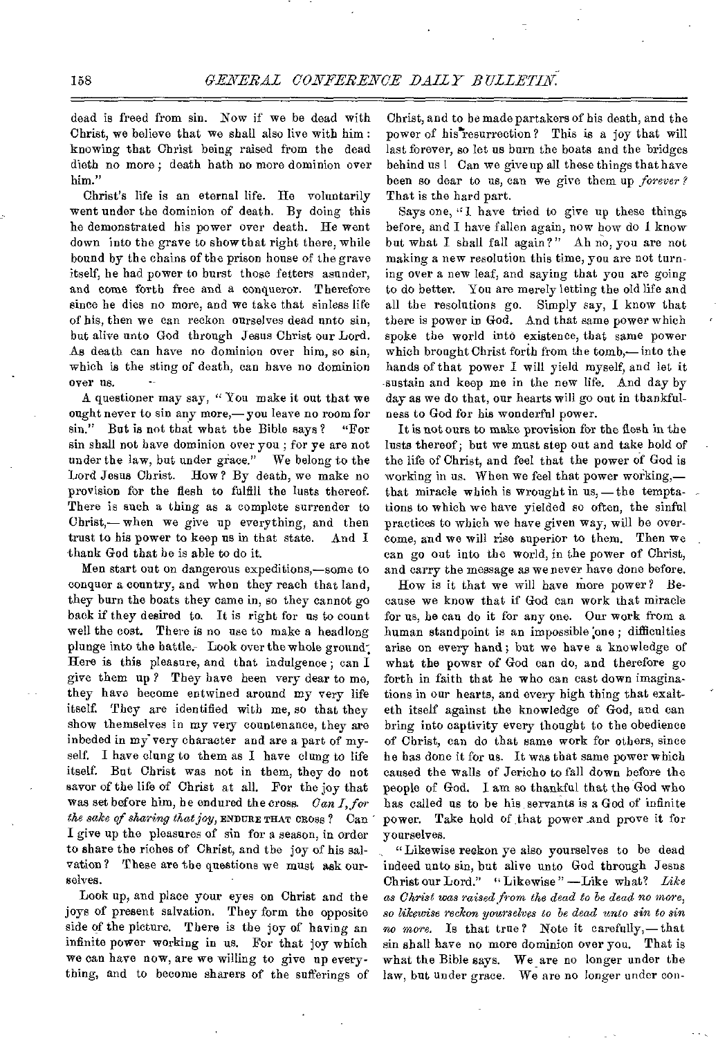dead is freed from sin. Now if we be dead with Christ, we believe that we shall also live with him: knowing that Christ being raised from the dead dieth no more; death hath no more dominion over him."

Christ's life is an eternal life. He voluntarily went under the dominion of death. By doing this he demonstrated his power over death. He went down into the grave to show that right there, while bound by the chains of the prison house of the grave itself, he had power to burst those fetters asunder, and come forth free and a conqueror. Therefore since he dies no more, and we take that sinless life of his, then we can reckon ourselves dead unto sin, but alive unto God through Jesus Christ our Lord. As death can have no dominion over him, so sin, which is the sting of death, can have no dominion over us.

A questioner may say, "You make it out that we ought never to sin any more,— you leave no room for sin." But is not that what the Bible says? "For sin shall not have dominion over you; for ye are not under the law, but under grace." We belong to the Lord Jesus Christ. How? By death, we make no provision for the flesh to fulfill the lusts thereof. There is such a thing as a complete surrender to Christ,— when we give up everything, and then trust to his power to keep us in that state. And I thank God that he is able to do it.

Men start out on dangerous expeditions,—some to conquer a country, and when they reach that land, they burn the boats they came in, so they cannot go back if they desired to. It is right for us to count well the cost. There is no use to make a headlong plunge into the battle. Look over the whole ground. Here is this pleasure, and that indulgence; can I give them up? They have been very dear to me, they have become entwined around my very life itself. They are identified with me, so that they show themselves in my very countenance, they are inbeded in my very character and are a part of myself. I have clung to them as I have clung to life itself. But Christ was not in them, they do not savor of the life of Christ at all. For the joy that was set before him, he endured the cross. *Can I, for the sake of sharing that joy,* ENDURE THAT CROSS? Can I give up the pleasures of sin for a season, in order to share the riches of Christ, and the joy of his salvation? These are the questions we must ask ourselves.

Look up, and place your eyes on Christ and the joys of present salvation. They form the opposite side of the picture. There is the joy of having an infinite power working in us. For that joy which we can have now, are we willing to give up everything, and to become sharers of the sufferings of Christ, and to be made partakers of his death, and the power of his resurrection? This is a joy that will last forever, so let us burn the boats and the bridges behind us! Can we give up all these things that have been so dear to us, can we give them up *forever?* That is the hard part.

Says one, "I have tried to give up these things before, and I have fallen again, now how do I know but what I shall fall again?" Ah no, you are not making a new resolution this time, you are not turning over a new leaf, and saying that you are going to do better. You are merely letting the old life and all the resolutions go. Simply say, I know that there is power in God. And that same power which spoke the world into existence, that same power which brought Christ forth from the tomb,— into the hands of that power I will yield myself, and let it sustain and keep me in the new life. And day by day as we do that, our hearts will go out in thankfulness to God for his wonderful power.

It is not ours to make provision for the flesh in the lusts thereof; but we must step out and take hold of the life of Christ, and feel that the power of God is working in us. When we feel that power working,— that miracle which is wrought in us,— the temptations to which we have yielded so often, the sinful practices to which we have given way, will be overcome, and we will rise superior to them. Then we can go out into the world, in the power of Christ, and carry the message as we never have done before.

How is it that we will have more power? Because we know that if God can work that miracle for us, he can do it for any one. Our work from a human standpoint is an impossible one; difficulties arise on every hand; but we have a knowledge of what the power of God can do, and therefore go forth in faith that he who can cast down imaginations in our hearts, and every high thing that exalteth itself against the knowledge of God, and can bring into captivity every thought to the obedience of Christ, can do that same work for others, since he has done it for us. It was that same power which caused the walls of Jericho to fall down before the people of God. I am so thankful that the God who has called us to be his servants is a God of infinite power. Take hold of that power and prove it for yourselves.

"Likewise reckon ye also yourselves to be dead indeed unto sin, but alive unto God through Jesus Christ our Lord." "Likewise"—Like what? *Like as Christ was raised from the dead to be dead no more, so likewise reckon yourselves to be dead unto sin to sin no more.* Is that true? Note it carefully,— that sin shall have no more dominion over you. That is what the Bible says. We are no longer under the law, but under grace. We are no longer under con-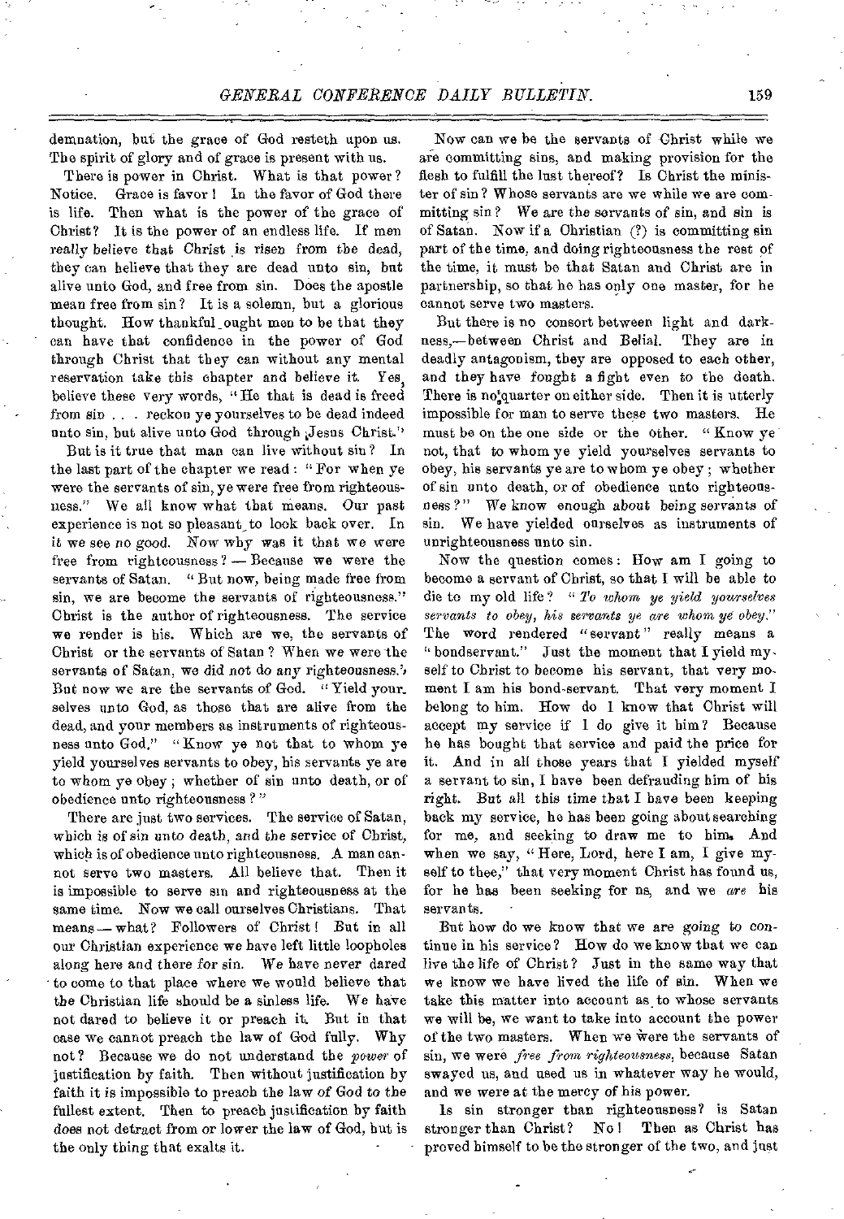demnation, but the grace of God resteth upon us. The spirit of glory and of grace is present with us.

There is power in Christ. What is that power? Notice. Grace is favor! In the favor of God there is life. Then what is the power of the grace of Christ? It is the power of an endless life. If men really believe that Christ is risen from the dead, they can believe that they are dead unto sin, but alive unto God, and free from sin. Does the apostle mean free from sin? It is a solemn, but a glorious thought. How thankful ought men to be that they can have that confidence in the power of God through Christ that they can without any mental reservation take this chapter and believe it. Yes, believe these very words, "He that is dead is freed from sin . . . reckon ye yourselves to be dead indeed unto sin, but alive unto God through Jesus Christ."

But is it true that man can live without sin? In the last part of the chapter we read: "For when ye were the servants of sin, ye were free from righteousness." We all know what that means. Our past experience is not so pleasant to look back over. In it we see no good. Now why was it that we were free from righteousness? — Because we were the servants of Satan. "But now, being made free from sin, we are become the servants of righteousness." Christ is the author of righteousness. The service we render is his. Which are we, the servants of Christ or the servants of Satan? When we were the servants of Satan, we did not do any righteousness. But now we are the servants of God. "Yield yourselves unto God, as those that are alive from the dead, and your members as instruments of righteousness unto God." "Know ye not that to whom ye yield yourselves servants to obey, his servants ye are to whom ye obey; whether of sin unto death, or of obedience unto righteousness?"

There are just two services. The service of Satan, which is of sin unto death, and the service of Christ, which is of obedience unto righteousness. A man cannot serve two masters. All believe that. Then it is impossible to serve sin and righteousness at the same time. Now we call ourselves Christians. That means — what? Followers of Christ! But in all our Christian experience we have left little loopholes along here and there for sin. We have never dared to come to that place where we would believe that the Christian life should be a sinless life. We have not dared to believe it or preach it. But in that case we cannot preach the law of God fully. Why not? Because we do not understand the *power* of justification by faith. Then without justification by faith it is impossible to preach the law of God to the fullest extent. Then to preach justification by faith does not detract from or lower the law of God, but is the only thing that exalts it.

Now can we be the servants of Christ while we are committing sins, and making provision for the flesh to fulfill the lust thereof? Is Christ the minister of sin? Whose servants are we while we are committing sin? We are the servants of sin, and sin is of Satan. Now if a Christian (?) is committing sin part of the time, and doing righteousness the rest of the time, it must be that Satan and Christ are in partnership, so that he has only one master, for he cannot serve two masters.

But there is no consort between light and darkness,—between Christ and Belial. They are in deadly antagonism, they are opposed to each other, and they have fought a fight even to the death. There is no quarter on either side. Then it is utterly impossible for man to serve these two masters. He must be on the one side or the other. "Know ye not, that to whom ye yield yourselves servants to obey, his servants ye are to whom ye obey; whether of sin unto death, or of obedience unto righteousness?" We know enough about being servants of sin. We have yielded ourselves as instruments of unrighteousness unto sin.

Now the question comes: How am I going to become a servant of Christ, so that I will be able to die to my old life? "*To whom ye yield yourselves servants to obey, his servants ye are whom ye obey.*" The word rendered "servant" really means a "bondservant." Just the moment that I yield myself to Christ to become his servant, that very moment I am his bond-servant. That very moment I belong to him. How do I know that Christ will accept my service if I do give it him? Because he has bought that service and paid the price for it. And in all those years that I yielded myself a servant to sin, I have been defrauding him of his right. But all this time that I have been keeping back my service, he has been going about searching for me, and seeking to draw me to him. And when we say, "Here, Lord, here I am, I give myself to thee," that very moment Christ has found us, for he has been seeking for us, and we *are* his servants.

But how do we know that we are going to continue in his service? How do we know that we can live the life of Christ? Just in the same way that we know we have lived the life of sin. When we take this matter into account as to whose servants we will be, we want to take into account the power of the two masters. When we were the servants of sin, we were *free from righteousness*, because Satan swayed us, and used us in whatever way he would, and we were at the mercy of his power.

Is sin stronger than righteousness? is Satan stronger than Christ? No! Then as Christ has proved himself to be the stronger of the two, and just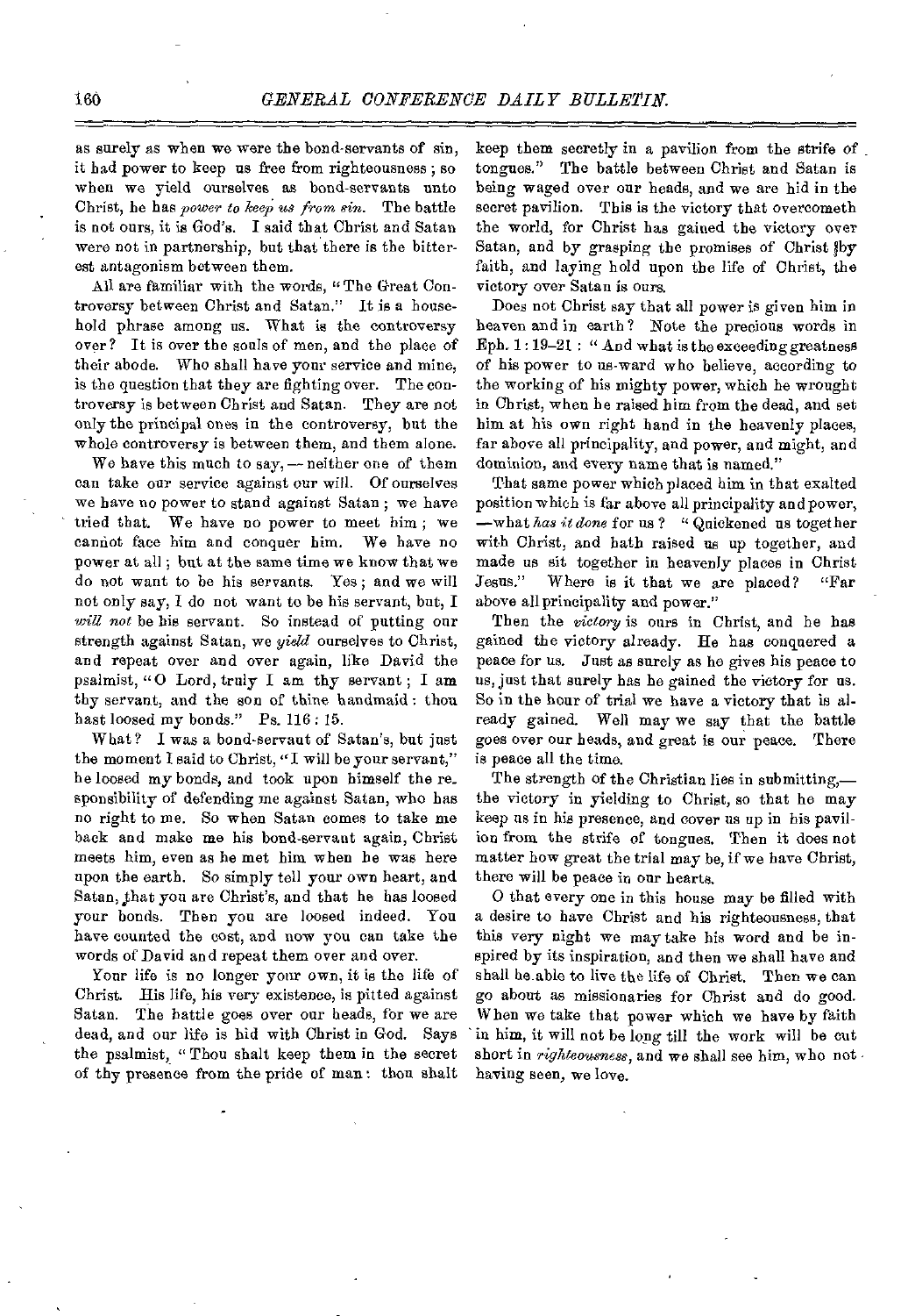as surely as when we were the bond-servants of sin, it had power to keep us free from righteousness; so when we yield ourselves as bond-servants unto Christ, he has *power to keep us from sin*. The battle is not ours, it is God's. I said that Christ and Satan were not in partnership, but that there is the bitterest antagonism between them.

All are familiar with the words, "The Great Controversy between Christ and Satan." It is a household phrase among us. What is the controversy over? It is over the souls of men, and the place of their abode. Who shall have your service and mine, is the question that they are fighting over. The controversy is between Christ and Satan. They are not only the principal ones in the controversy, but the whole controversy is between them, and them alone.

We have this much to say, — neither one of them can take our service against our will. Of ourselves we have no power to stand against Satan; we have tried that. We have no power to meet him; we cannot face him and conquer him. We have no power at all; but at the same time we know that we do not want to be his servants. Yes; and we will not only say, I do not want to be his servant, but, I *will not* be his servant. So instead of putting our strength against Satan, we *yield* ourselves to Christ, and repeat over and over again, like David the psalmist, "O Lord, truly I am thy servant; I am thy servant, and the son of thine handmaid: thou hast loosed my bonds." Ps. 116:15.

What? I was a bond-servant of Satan's, but just the moment I said to Christ, "I will be your servant," he loosed my bonds, and took upon himself the responsibility of defending me against Satan, who has no right to me. So when Satan comes to take me back and make me his bond-servant again, Christ meets him, even as he met him when he was here upon the earth. So simply tell your own heart, and Satan, that you are Christ's, and that he has loosed your bonds. Then you are loosed indeed. You have counted the cost, and now you can take the words of David and repeat them over and over.

Your life is no longer your own, it is the life of Christ. His life, his very existence, is pitted against Satan. The battle goes over our heads, for we are dead, and our life is hid with Christ in God. Says the psalmist, "Thou shalt keep them in the secret of thy presence from the pride of man: thou shalt keep them secretly in a pavilion from the strife of tongues." The battle between Christ and Satan is being waged over our heads, and we are hid in the secret pavilion. This is the victory that overcometh the world, for Christ has gained the victory over Satan, and by grasping the promises of Christ by faith, and laying hold upon the life of Christ, the victory over Satan is ours.

Does not Christ say that all power is given him in heaven and in earth? Note the precious words in Eph. 1:19-21: "And what is the exceeding greatness of his power to us-ward who believe, according to the working of his mighty power, which he wrought in Christ, when he raised him from the dead, and set him at his own right hand in the heavenly places, far above all principality, and power, and might, and dominion, and every name that is named."

That same power which placed him in that exalted position which is far above all principality and power, —what *has it done* for us? "Quickened us together with Christ, and hath raised us up together, and made us sit together in heavenly places in Christ Jesus." Where is it that we are placed? "Far above all principality and power."

Then the *victory* is ours in Christ, and he has gained the victory already. He has conquered a peace for us. Just as surely as he gives his peace to us, just that surely has he gained the victory for us. So in the hour of trial we have a victory that is already gained. Well may we say that the battle goes over our heads, and great is our peace. There is peace all the time.

The strength of the Christian lies in submitting,— the victory in yielding to Christ, so that he may keep us in his presence, and cover us up in his pavilion from the strife of tongues. Then it does not matter how great the trial may be, if we have Christ, there will be peace in our hearts.

O that every one in this house may be filled with a desire to have Christ and his righteousness, that this very night we may take his word and be inspired by its inspiration, and then we shall have and shall be able to live the life of Christ. Then we can go about as missionaries for Christ and do good. When we take that power which we have by faith in him, it will not be long till the work will be cut short in *righteousness*, and we shall see him, who not having seen, we love.